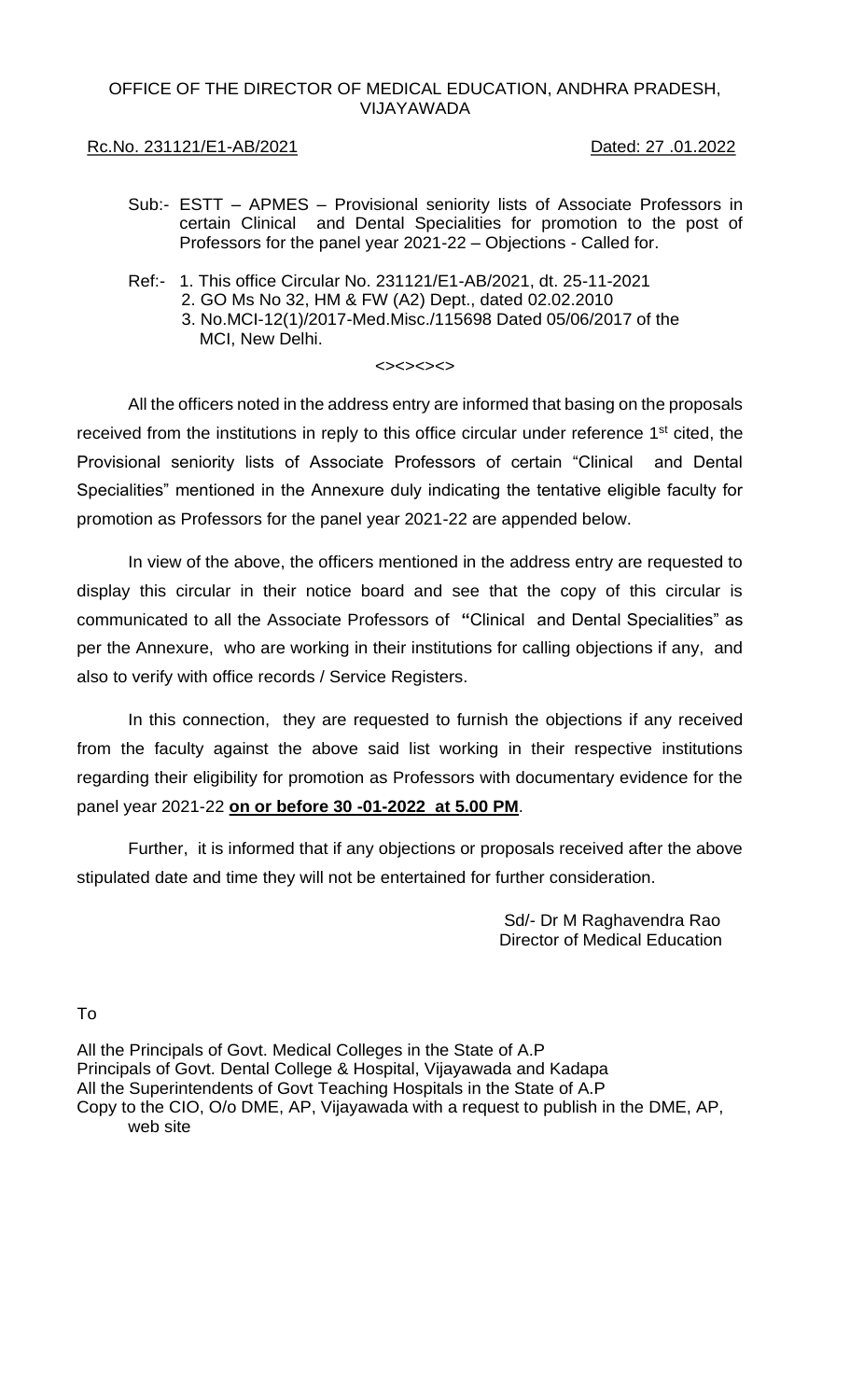OFFICE OF THE DIRECTOR OF MEDICAL EDUCATION, ANDHRA PRADESH, VIJAYAWADA

Rc.No. 231121/E1-AB/2021 Dated: 27 .01.2022

Sub:- ESTT – APMES – Provisional seniority lists of Associate Professors in certain Clinical and Dental Specialities for promotion to the post of Professors for the panel year 2021-22 – Objections - Called for.

Ref:- 1. This office Circular No. 231121/E1-AB/2021, dt. 25-11-2021
2. GO Ms No 32, HM & FW (A2) Dept., dated 02.02.2010
3. No.MCI-12(1)/2017-Med.Misc./115698 Dated 05/06/2017 of the MCI, New Delhi.

<><><><>

All the officers noted in the address entry are informed that basing on the proposals received from the institutions in reply to this office circular under reference 1st cited, the Provisional seniority lists of Associate Professors of certain "Clinical and Dental Specialities" mentioned in the Annexure duly indicating the tentative eligible faculty for promotion as Professors for the panel year 2021-22 are appended below.

In view of the above, the officers mentioned in the address entry are requested to display this circular in their notice board and see that the copy of this circular is communicated to all the Associate Professors of "Clinical and Dental Specialities" as per the Annexure, who are working in their institutions for calling objections if any, and also to verify with office records / Service Registers.

In this connection, they are requested to furnish the objections if any received from the faculty against the above said list working in their respective institutions regarding their eligibility for promotion as Professors with documentary evidence for the panel year 2021-22 **on or before 30 -01-2022 at 5.00 PM**.

Further, it is informed that if any objections or proposals received after the above stipulated date and time they will not be entertained for further consideration.

Sd/- Dr M Raghavendra Rao
Director of Medical Education

To

All the Principals of Govt. Medical Colleges in the State of A.P
Principals of Govt. Dental College & Hospital, Vijayawada and Kadapa
All the Superintendents of Govt Teaching Hospitals in the State of A.P
Copy to the CIO, O/o DME, AP, Vijayawada with a request to publish in the DME, AP, web site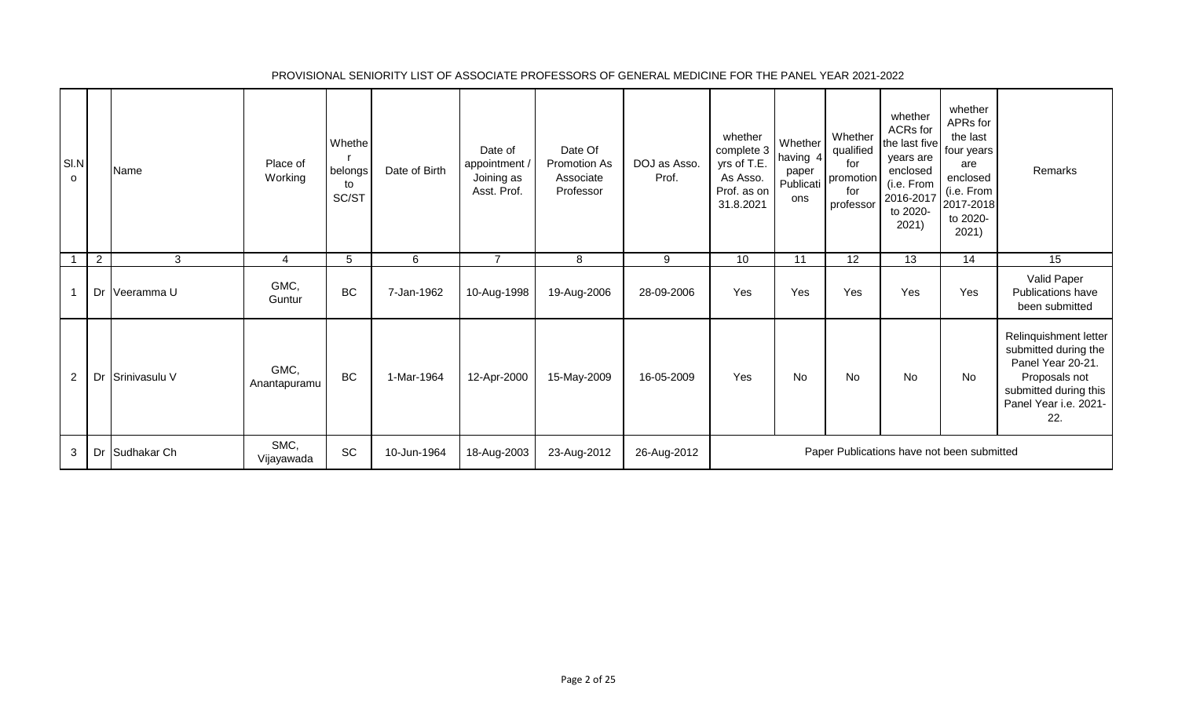PROVISIONAL SENIORITY LIST OF ASSOCIATE PROFESSORS OF GENERAL MEDICINE FOR THE PANEL YEAR 2021-2022

| Sl.No | | Name | Place of Working | Whether belongs to SC/ST | Date of Birth | Date of appointment / Joining as Asst. Prof. | Date Of Promotion As Associate Professor | DOJ as Asso. Prof. | whether complete 3 yrs of T.E. As Asso. Prof. as on 31.8.2021 | Whether having 4 paper Publications | Whether qualified for promotion for professor | whether ACRs for the last five years are enclosed (i.e. From 2016-2017 to 2020-2021) | whether APRs for the last four years are enclosed (i.e. From 2017-2018 to 2020-2021) | Remarks |
|---|---|---|---|---|---|---|---|---|---|---|---|---|---|---|
| 1 | 2 | 3 | 4 | 5 | 6 | 7 | 8 | 9 | 10 | 11 | 12 | 13 | 14 | 15 |
| 1 | Dr | Veeramma U | GMC, Guntur | BC | 7-Jan-1962 | 10-Aug-1998 | 19-Aug-2006 | 28-09-2006 | Yes | Yes | Yes | Yes | Yes | Valid Paper Publications have been submitted |
| 2 | Dr | Srinivasulu V | GMC, Anantapuramu | BC | 1-Mar-1964 | 12-Apr-2000 | 15-May-2009 | 16-05-2009 | Yes | No | No | No | No | Relinquishment letter submitted during the Panel Year 20-21. Proposals not submitted during this Panel Year i.e. 2021-22. |
| 3 | Dr | Sudhakar Ch | SMC, Vijayawada | SC | 10-Jun-1964 | 18-Aug-2003 | 23-Aug-2012 | 26-Aug-2012 | Paper Publications have not been submitted | | | | | |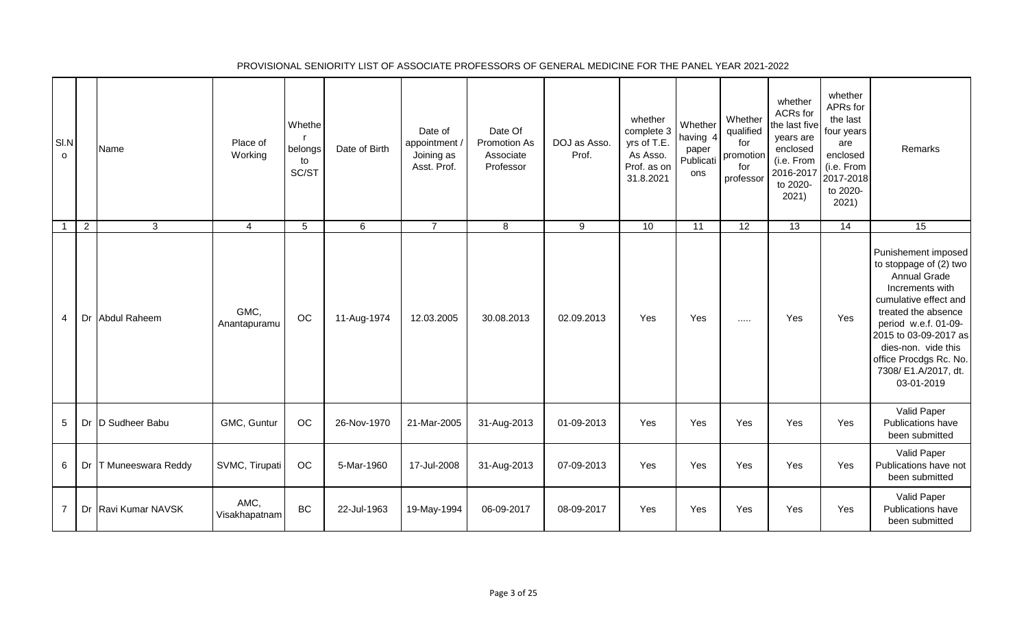PROVISIONAL SENIORITY LIST OF ASSOCIATE PROFESSORS OF GENERAL MEDICINE FOR THE PANEL YEAR 2021-2022

| Sl.No | | Name | Place of Working | Whether belongs to SC/ST | Date of Birth | Date of appointment / Joining as Asst. Prof. | Date Of Promotion As Associate Professor | DOJ as Asso. Prof. | whether complete 3 yrs of T.E. As Asso. Prof. as on 31.8.2021 | Whether having 4 paper Publications | Whether qualified for promotion for professor | whether ACRs for the last five years are enclosed (i.e. From 2016-2017 to 2020-2021) | whether APRs for the last four years are enclosed (i.e. From 2017-2018 to 2020-2021) | Remarks |
|---|---|---|---|---|---|---|---|---|---|---|---|---|---|---|
| 1 | 2 | 3 | 4 | 5 | 6 | 7 | 8 | 9 | 10 | 11 | 12 | 13 | 14 | 15 |
| 4 | Dr | Abdul Raheem | GMC, Anantapuramu | OC | 11-Aug-1974 | 12.03.2005 | 30.08.2013 | 02.09.2013 | Yes | Yes | ..... | Yes | Yes | Punishement imposed to stoppage of (2) two Annual Grade Increments with cumulative effect and treated the absence period w.e.f. 01-09-2015 to 03-09-2017 as dies-non. vide this office Procdgs Rc. No. 7308/ E1.A/2017, dt. 03-01-2019 |
| 5 | Dr | D Sudheer Babu | GMC, Guntur | OC | 26-Nov-1970 | 21-Mar-2005 | 31-Aug-2013 | 01-09-2013 | Yes | Yes | Yes | Yes | Yes | Valid Paper Publications have been submitted |
| 6 | Dr | T Muneeswara Reddy | SVMC, Tirupati | OC | 5-Mar-1960 | 17-Jul-2008 | 31-Aug-2013 | 07-09-2013 | Yes | Yes | Yes | Yes | Yes | Valid Paper Publications have not been submitted |
| 7 | Dr | Ravi Kumar NAVSK | AMC, Visakhapatnam | BC | 22-Jul-1963 | 19-May-1994 | 06-09-2017 | 08-09-2017 | Yes | Yes | Yes | Yes | Yes | Valid Paper Publications have been submitted |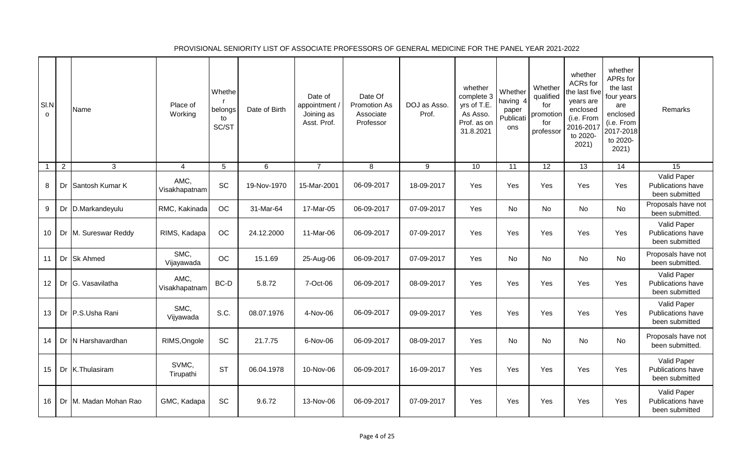PROVISIONAL SENIORITY LIST OF ASSOCIATE PROFESSORS OF GENERAL MEDICINE FOR THE PANEL YEAR 2021-2022

| Sl.No | | Name | Place of Working | Whether belongs to SC/ST | Date of Birth | Date of appointment / Joining as Asst. Prof. | Date Of Promotion As Associate Professor | DOJ as Asso. Prof. | whether complete 3 yrs of T.E. As Asso. Prof. as on 31.8.2021 | Whether having 4 paper Publications | Whether qualified for promotion for professor | whether ACRs for the last five years are enclosed (i.e. From 2016-2017 to 2020-2021) | whether APRs for the last four years are enclosed (i.e. From 2017-2018 to 2020-2021) | Remarks |
|---|---|---|---|---|---|---|---|---|---|---|---|---|---|---|
| 1 | 2 | 3 | 4 | 5 | 6 | 7 | 8 | 9 | 10 | 11 | 12 | 13 | 14 | 15 |
| 8 | Dr | Santosh Kumar K | AMC, Visakhapatnam | SC | 19-Nov-1970 | 15-Mar-2001 | 06-09-2017 | 18-09-2017 | Yes | Yes | Yes | Yes | Yes | Valid Paper Publications have been submitted |
| 9 | Dr | D.Markandeyulu | RMC, Kakinada | OC | 31-Mar-64 | 17-Mar-05 | 06-09-2017 | 07-09-2017 | Yes | No | No | No | No | Proposals have not been submitted. |
| 10 | Dr | M. Sureswar Reddy | RIMS, Kadapa | OC | 24.12.2000 | 11-Mar-06 | 06-09-2017 | 07-09-2017 | Yes | Yes | Yes | Yes | Yes | Valid Paper Publications have been submitted |
| 11 | Dr | Sk Ahmed | SMC, Vijayawada | OC | 15.1.69 | 25-Aug-06 | 06-09-2017 | 07-09-2017 | Yes | No | No | No | No | Proposals have not been submitted. |
| 12 | Dr | G. Vasavilatha | AMC, Visakhapatnam | BC-D | 5.8.72 | 7-Oct-06 | 06-09-2017 | 08-09-2017 | Yes | Yes | Yes | Yes | Yes | Valid Paper Publications have been submitted |
| 13 | Dr | P.S.Usha Rani | SMC, Vijyawada | S.C. | 08.07.1976 | 4-Nov-06 | 06-09-2017 | 09-09-2017 | Yes | Yes | Yes | Yes | Yes | Valid Paper Publications have been submitted |
| 14 | Dr | N Harshavardhan | RIMS,Ongole | SC | 21.7.75 | 6-Nov-06 | 06-09-2017 | 08-09-2017 | Yes | No | No | No | No | Proposals have not been submitted. |
| 15 | Dr | K.Thulasiram | SVMC, Tirupathi | ST | 06.04.1978 | 10-Nov-06 | 06-09-2017 | 16-09-2017 | Yes | Yes | Yes | Yes | Yes | Valid Paper Publications have been submitted |
| 16 | Dr | M. Madan Mohan Rao | GMC, Kadapa | SC | 9.6.72 | 13-Nov-06 | 06-09-2017 | 07-09-2017 | Yes | Yes | Yes | Yes | Yes | Valid Paper Publications have been submitted |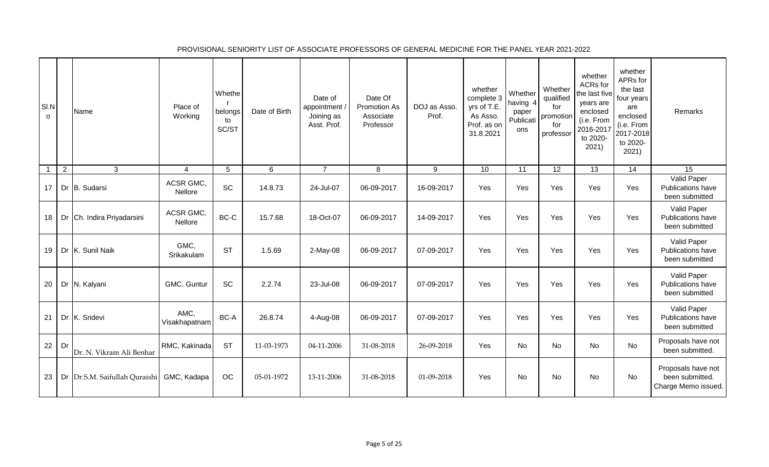PROVISIONAL SENIORITY LIST OF ASSOCIATE PROFESSORS OF GENERAL MEDICINE FOR THE PANEL YEAR 2021-2022

| Sl.No | | Name | Place of Working | Whether belongs to SC/ST | Date of Birth | Date of appointment / Joining as Asst. Prof. | Date Of Promotion As Associate Professor | DOJ as Asso. Prof. | whether complete 3 yrs of T.E. As Asso. Prof. as on 31.8.2021 | Whether having 4 paper Publications | Whether qualified for promotion for professor | whether ACRs for the last five years are enclosed (i.e. From 2016-2017 to 2020-2021) | whether APRs for the last four years are enclosed (i.e. From 2017-2018 to 2020-2021) | Remarks |
|---|---|---|---|---|---|---|---|---|---|---|---|---|---|---|
| 1 | 2 | 3 | 4 | 5 | 6 | 7 | 8 | 9 | 10 | 11 | 12 | 13 | 14 | 15 |
| 17 | Dr | B. Sudarsi | ACSR GMC, Nellore | SC | 14.8.73 | 24-Jul-07 | 06-09-2017 | 16-09-2017 | Yes | Yes | Yes | Yes | Yes | Valid Paper Publications have been submitted |
| 18 | Dr | Ch. Indira Priyadarsini | ACSR GMC, Nellore | BC-C | 15.7.68 | 18-Oct-07 | 06-09-2017 | 14-09-2017 | Yes | Yes | Yes | Yes | Yes | Valid Paper Publications have been submitted |
| 19 | Dr | K. Sunil Naik | GMC, Srikakulam | ST | 1.5.69 | 2-May-08 | 06-09-2017 | 07-09-2017 | Yes | Yes | Yes | Yes | Yes | Valid Paper Publications have been submitted |
| 20 | Dr | N. Kalyani | GMC. Guntur | SC | 2.2.74 | 23-Jul-08 | 06-09-2017 | 07-09-2017 | Yes | Yes | Yes | Yes | Yes | Valid Paper Publications have been submitted |
| 21 | Dr | K. Sridevi | AMC, Visakhapatnam | BC-A | 26.8.74 | 4-Aug-08 | 06-09-2017 | 07-09-2017 | Yes | Yes | Yes | Yes | Yes | Valid Paper Publications have been submitted |
| 22 | Dr | Dr. N. Vikram Ali Benhar | RMC, Kakinada | ST | 11-03-1973 | 04-11-2006 | 31-08-2018 | 26-09-2018 | Yes | No | No | No | No | Proposals have not been submitted. |
| 23 | Dr | Dr.S.M. Saifullah Quraishi | GMC, Kadapa | OC | 05-01-1972 | 13-11-2006 | 31-08-2018 | 01-09-2018 | Yes | No | No | No | No | Proposals have not been submitted. Charge Memo issued. |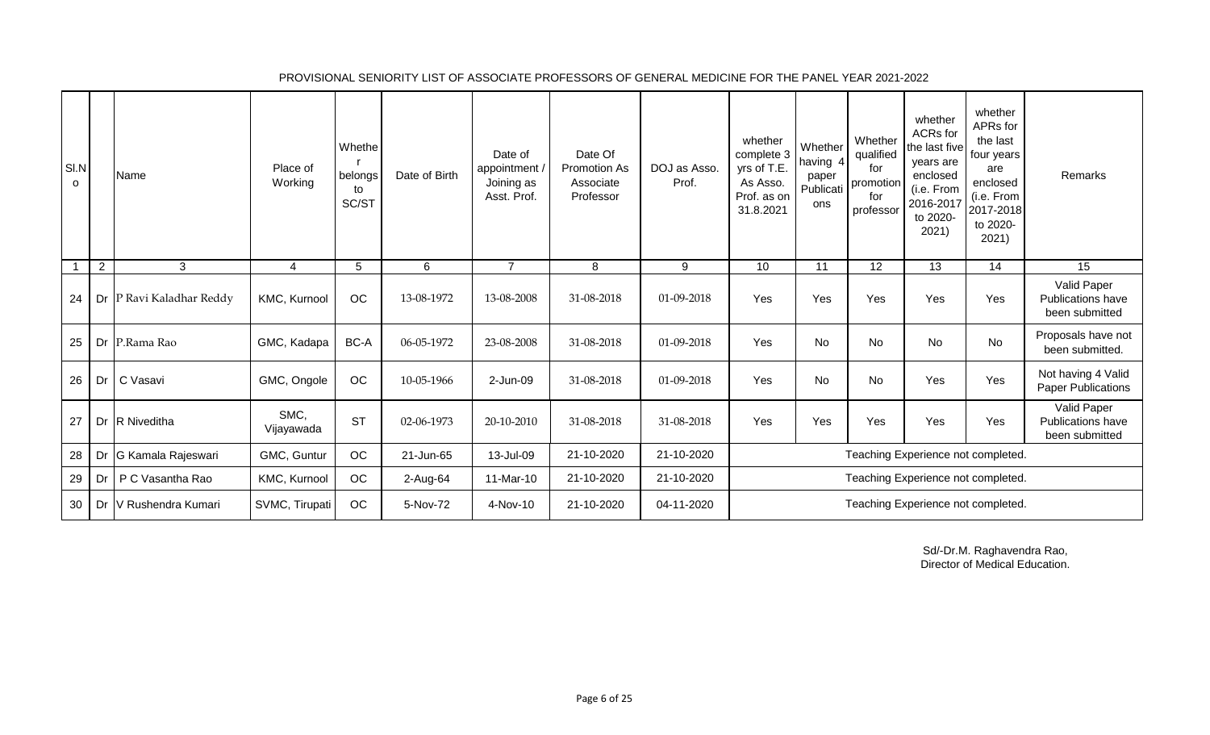PROVISIONAL SENIORITY LIST OF ASSOCIATE PROFESSORS OF GENERAL MEDICINE FOR THE PANEL YEAR 2021-2022

| Sl.No | | Name | Place of Working | Whether belongs to SC/ST | Date of Birth | Date of appointment / Joining as Asst. Prof. | Date Of Promotion As Associate Professor | DOJ as Asso. Prof. | whether complete 3 yrs of T.E. As Asso. Prof. as on 31.8.2021 | Whether having 4 paper Publications | Whether qualified for promotion for professor | whether ACRs for the last five years are enclosed (i.e. From 2016-2017 to 2020-2021) | whether APRs for the last four years are enclosed (i.e. From 2017-2018 to 2020-2021) | Remarks |
|---|---|---|---|---|---|---|---|---|---|---|---|---|---|---|
| 1 | 2 | 3 | 4 | 5 | 6 | 7 | 8 | 9 | 10 | 11 | 12 | 13 | 14 | 15 |
| 24 | Dr | P Ravi Kaladhar Reddy | KMC, Kurnool | OC | 13-08-1972 | 13-08-2008 | 31-08-2018 | 01-09-2018 | Yes | Yes | Yes | Yes | Yes | Valid Paper Publications have been submitted |
| 25 | Dr | P.Rama Rao | GMC, Kadapa | BC-A | 06-05-1972 | 23-08-2008 | 31-08-2018 | 01-09-2018 | Yes | No | No | No | No | Proposals have not been submitted. |
| 26 | Dr | C Vasavi | GMC, Ongole | OC | 10-05-1966 | 2-Jun-09 | 31-08-2018 | 01-09-2018 | Yes | No | No | Yes | Yes | Not having 4 Valid Paper Publications |
| 27 | Dr | R Niveditha | SMC, Vijayawada | ST | 02-06-1973 | 20-10-2010 | 31-08-2018 | 31-08-2018 | Yes | Yes | Yes | Yes | Yes | Valid Paper Publications have been submitted |
| 28 | Dr | G Kamala Rajeswari | GMC, Guntur | OC | 21-Jun-65 | 13-Jul-09 | 21-10-2020 | 21-10-2020 | Teaching Experience not completed. | | | | | |
| 29 | Dr | P C Vasantha Rao | KMC, Kurnool | OC | 2-Aug-64 | 11-Mar-10 | 21-10-2020 | 21-10-2020 | Teaching Experience not completed. | | | | | |
| 30 | Dr | V Rushendra Kumari | SVMC, Tirupati | OC | 5-Nov-72 | 4-Nov-10 | 21-10-2020 | 04-11-2020 | Teaching Experience not completed. | | | | | |

Sd/-Dr.M. Raghavendra Rao,
Director of Medical Education.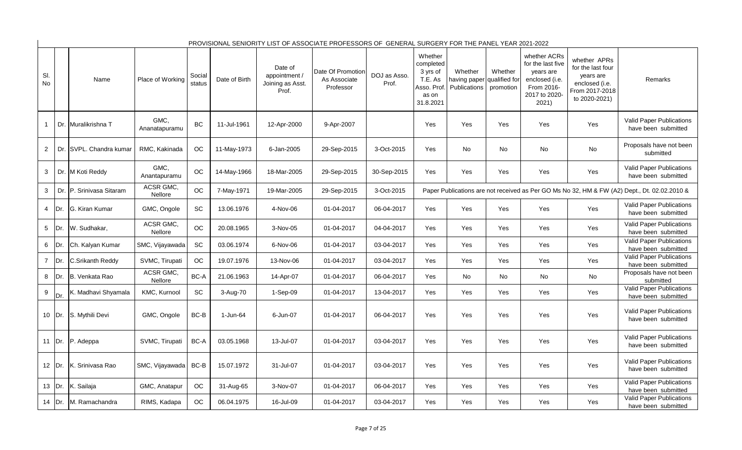PROVISIONAL SENIORITY LIST OF ASSOCIATE PROFESSORS OF GENERAL SURGERY FOR THE PANEL YEAR 2021-2022

| Sl. No | | Name | Place of Working | Social status | Date of Birth | Date of appointment / Joining as Asst. Prof. | Date Of Promotion As Associate Professor | DOJ as Asso. Prof. | Whether completed 3 yrs of T.E. As Asso. Prof. as on 31.8.2021 | Whether having paper Publications | Whether qualified for promotion | whether ACRs for the last five years are enclosed (i.e. From 2016-2017 to 2020-2021) | whether APRs for the last four years are enclosed (i.e. From 2017-2018 to 2020-2021) | Remarks |
|---|---|---|---|---|---|---|---|---|---|---|---|---|---|---|
| 1 | Dr. | Muralikrishna T | GMC, Ananatapuramu | BC | 11-Jul-1961 | 12-Apr-2000 | 9-Apr-2007 | | Yes | Yes | Yes | Yes | Yes | Valid Paper Publications have been submitted |
| 2 | Dr. | SVPL. Chandra kumar | RMC, Kakinada | OC | 11-May-1973 | 6-Jan-2005 | 29-Sep-2015 | 3-Oct-2015 | Yes | No | No | No | No | Proposals have not been submitted |
| 3 | Dr. | M Koti Reddy | GMC, Anantapuramu | OC | 14-May-1966 | 18-Mar-2005 | 29-Sep-2015 | 30-Sep-2015 | Yes | Yes | Yes | Yes | Yes | Valid Paper Publications have been submitted |
| 3 | Dr. | P. Srinivasa Sitaram | ACSR GMC, Nellore | OC | 7-May-1971 | 19-Mar-2005 | 29-Sep-2015 | 3-Oct-2015 | Paper Publications are not received as Per GO Ms No 32, HM & FW (A2) Dept., Dt. 02.02.2010 & | | | | | |
| 4 | Dr. | G. Kiran Kumar | GMC, Ongole | SC | 13.06.1976 | 4-Nov-06 | 01-04-2017 | 06-04-2017 | Yes | Yes | Yes | Yes | Yes | Valid Paper Publications have been submitted |
| 5 | Dr. | W. Sudhakar, | ACSR GMC, Nellore | OC | 20.08.1965 | 3-Nov-05 | 01-04-2017 | 04-04-2017 | Yes | Yes | Yes | Yes | Yes | Valid Paper Publications have been submitted |
| 6 | Dr. | Ch. Kalyan Kumar | SMC, Vijayawada | SC | 03.06.1974 | 6-Nov-06 | 01-04-2017 | 03-04-2017 | Yes | Yes | Yes | Yes | Yes | Valid Paper Publications have been submitted |
| 7 | Dr. | C.Srikanth Reddy | SVMC, Tirupati | OC | 19.07.1976 | 13-Nov-06 | 01-04-2017 | 03-04-2017 | Yes | Yes | Yes | Yes | Yes | Valid Paper Publications have been submitted |
| 8 | Dr. | B. Venkata Rao | ACSR GMC, Nellore | BC-A | 21.06.1963 | 14-Apr-07 | 01-04-2017 | 06-04-2017 | Yes | No | No | No | No | Proposals have not been submitted |
| 9 | Dr. | K. Madhavi Shyamala | KMC, Kurnool | SC | 3-Aug-70 | 1-Sep-09 | 01-04-2017 | 13-04-2017 | Yes | Yes | Yes | Yes | Yes | Valid Paper Publications have been submitted |
| 10 | Dr. | S. Mythili Devi | GMC, Ongole | BC-B | 1-Jun-64 | 6-Jun-07 | 01-04-2017 | 06-04-2017 | Yes | Yes | Yes | Yes | Yes | Valid Paper Publications have been submitted |
| 11 | Dr. | P. Adeppa | SVMC, Tirupati | BC-A | 03.05.1968 | 13-Jul-07 | 01-04-2017 | 03-04-2017 | Yes | Yes | Yes | Yes | Yes | Valid Paper Publications have been submitted |
| 12 | Dr. | K. Srinivasa Rao | SMC, Vijayawada | BC-B | 15.07.1972 | 31-Jul-07 | 01-04-2017 | 03-04-2017 | Yes | Yes | Yes | Yes | Yes | Valid Paper Publications have been submitted |
| 13 | Dr. | K. Sailaja | GMC, Anatapur | OC | 31-Aug-65 | 3-Nov-07 | 01-04-2017 | 06-04-2017 | Yes | Yes | Yes | Yes | Yes | Valid Paper Publications have been submitted |
| 14 | Dr. | M. Ramachandra | RIMS, Kadapa | OC | 06.04.1975 | 16-Jul-09 | 01-04-2017 | 03-04-2017 | Yes | Yes | Yes | Yes | Yes | Valid Paper Publications have been submitted |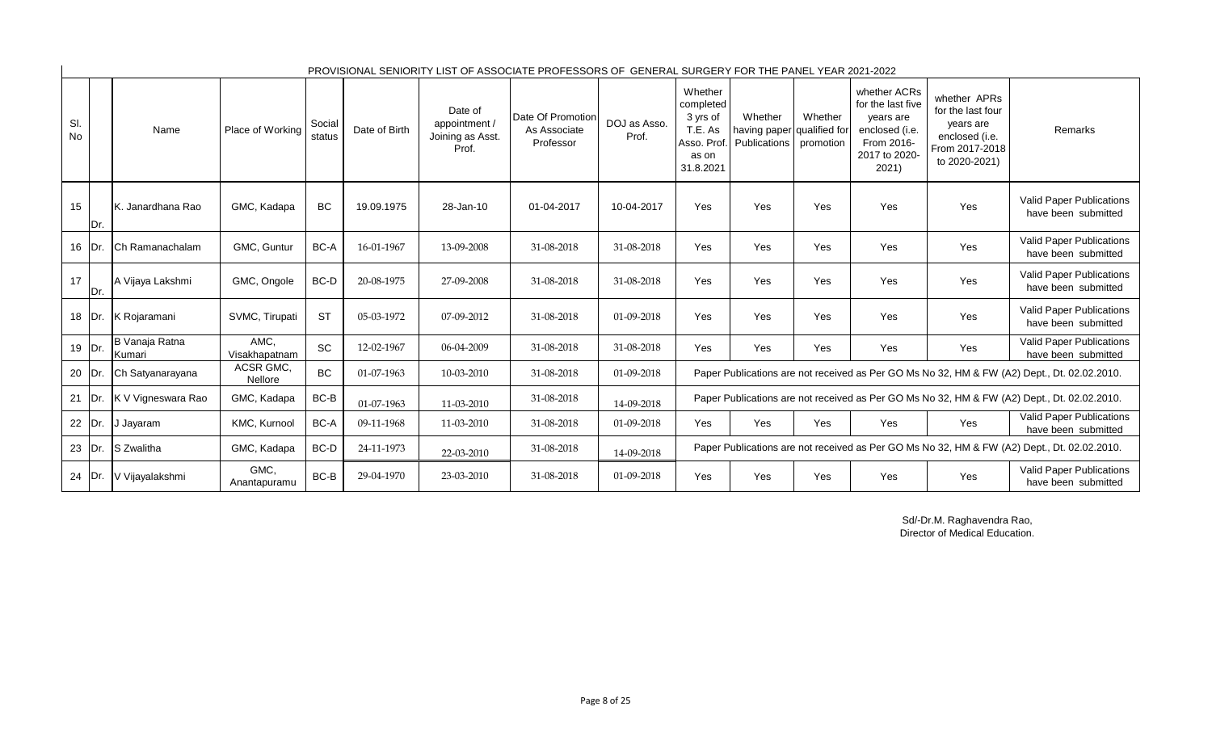PROVISIONAL SENIORITY LIST OF ASSOCIATE PROFESSORS OF GENERAL SURGERY FOR THE PANEL YEAR 2021-2022

| Sl. No | | Name | Place of Working | Social status | Date of Birth | Date of appointment / Joining as Asst. Prof. | Date Of Promotion As Associate Professor | DOJ as Asso. Prof. | Whether completed 3 yrs of T.E. As Asso. Prof. as on 31.8.2021 | Whether having paper Publications | Whether qualified for promotion | whether ACRs for the last five years are enclosed (i.e. From 2016-2017 to 2020-2021) | whether APRs for the last four years are enclosed (i.e. From 2017-2018 to 2020-2021) | Remarks |
|---|---|---|---|---|---|---|---|---|---|---|---|---|---|---|
| 15 | Dr. | K. Janardhana Rao | GMC, Kadapa | BC | 19.09.1975 | 28-Jan-10 | 01-04-2017 | 10-04-2017 | Yes | Yes | Yes | Yes | Yes | Valid Paper Publications have been submitted |
| 16 | Dr. | Ch Ramanachalam | GMC, Guntur | BC-A | 16-01-1967 | 13-09-2008 | 31-08-2018 | 31-08-2018 | Yes | Yes | Yes | Yes | Yes | Valid Paper Publications have been submitted |
| 17 | Dr. | A Vijaya Lakshmi | GMC, Ongole | BC-D | 20-08-1975 | 27-09-2008 | 31-08-2018 | 31-08-2018 | Yes | Yes | Yes | Yes | Yes | Valid Paper Publications have been submitted |
| 18 | Dr. | K Rojaramani | SVMC, Tirupati | ST | 05-03-1972 | 07-09-2012 | 31-08-2018 | 01-09-2018 | Yes | Yes | Yes | Yes | Yes | Valid Paper Publications have been submitted |
| 19 | Dr. | B Vanaja Ratna Kumari | AMC, Visakhapatnam | SC | 12-02-1967 | 06-04-2009 | 31-08-2018 | 31-08-2018 | Yes | Yes | Yes | Yes | Yes | Valid Paper Publications have been submitted |
| 20 | Dr. | Ch Satyanarayana | ACSR GMC, Nellore | BC | 01-07-1963 | 10-03-2010 | 31-08-2018 | 01-09-2018 | Paper Publications are not received as Per GO Ms No 32, HM & FW (A2) Dept., Dt. 02.02.2010. | | | | | |
| 21 | Dr. | K V Vigneswara Rao | GMC, Kadapa | BC-B | 01-07-1963 | 11-03-2010 | 31-08-2018 | 14-09-2018 | Paper Publications are not received as Per GO Ms No 32, HM & FW (A2) Dept., Dt. 02.02.2010. | | | | | |
| 22 | Dr. | J Jayaram | KMC, Kurnool | BC-A | 09-11-1968 | 11-03-2010 | 31-08-2018 | 01-09-2018 | Yes | Yes | Yes | Yes | Yes | Valid Paper Publications have been submitted |
| 23 | Dr. | S Zwalitha | GMC, Kadapa | BC-D | 24-11-1973 | 22-03-2010 | 31-08-2018 | 14-09-2018 | Paper Publications are not received as Per GO Ms No 32, HM & FW (A2) Dept., Dt. 02.02.2010. | | | | | |
| 24 | Dr. | V Vijayalakshmi | GMC, Anantapuramu | BC-B | 29-04-1970 | 23-03-2010 | 31-08-2018 | 01-09-2018 | Yes | Yes | Yes | Yes | Yes | Valid Paper Publications have been submitted |

Sd/-Dr.M. Raghavendra Rao,
Director of Medical Education.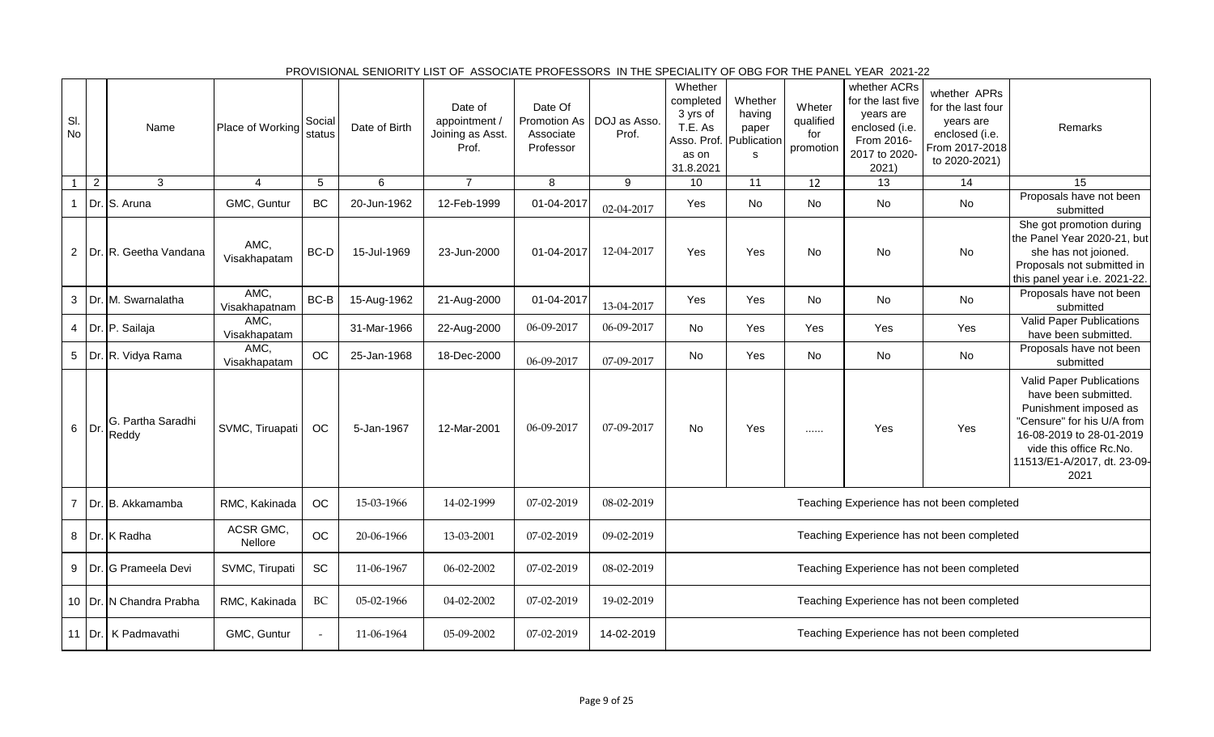# PROVISIONAL SENIORITY LIST OF ASSOCIATE PROFESSORS IN THE SPECIALITY OF OBG FOR THE PANEL YEAR 2021-22

| Sl. No | | Name | Place of Working | Social status | Date of Birth | Date of appointment / Joining as Asst. Prof. | Date Of Promotion As Associate Professor | DOJ as Asso. Prof. | Whether completed 3 yrs of T.E. As Asso. Prof. as on 31.8.2021 | Whether having paper Publications | Wheter qualified for promotion | whether ACRs for the last five years are enclosed (i.e. From 2016-2017 to 2020-2021) | whether APRs for the last four years are enclosed (i.e. From 2017-2018 to 2020-2021) | Remarks |
|---|---|---|---|---|---|---|---|---|---|---|---|---|---|---|
| 1 | 2 | 3 | 4 | 5 | 6 | 7 | 8 | 9 | 10 | 11 | 12 | 13 | 14 | 15 |
| 1 | Dr. | S. Aruna | GMC, Guntur | BC | 20-Jun-1962 | 12-Feb-1999 | 01-04-2017 | 02-04-2017 | Yes | No | No | No | No | Proposals have not been submitted |
| 2 | Dr. | R. Geetha Vandana | AMC, Visakhapatam | BC-D | 15-Jul-1969 | 23-Jun-2000 | 01-04-2017 | 12-04-2017 | Yes | Yes | No | No | No | She got promotion during the Panel Year 2020-21, but she has not joioned. Proposals not submitted in this panel year i.e. 2021-22. |
| 3 | Dr. | M. Swarnalatha | AMC, Visakhapatnam | BC-B | 15-Aug-1962 | 21-Aug-2000 | 01-04-2017 | 13-04-2017 | Yes | Yes | No | No | No | Proposals have not been submitted |
| 4 | Dr. | P. Sailaja | AMC, Visakhapatam | | 31-Mar-1966 | 22-Aug-2000 | 06-09-2017 | 06-09-2017 | No | Yes | Yes | Yes | Yes | Valid Paper Publications have been submitted. |
| 5 | Dr. | R. Vidya Rama | AMC, Visakhapatam | OC | 25-Jan-1968 | 18-Dec-2000 | 06-09-2017 | 07-09-2017 | No | Yes | No | No | No | Proposals have not been submitted |
| 6 | Dr. | G. Partha Saradhi Reddy | SVMC, Tiruapati | OC | 5-Jan-1967 | 12-Mar-2001 | 06-09-2017 | 07-09-2017 | No | Yes | ...... | Yes | Yes | Valid Paper Publications have been submitted. Punishment imposed as "Censure" for his U/A from 16-08-2019 to 28-01-2019 vide this office Rc.No. 11513/E1-A/2017, dt. 23-09-2021 |
| 7 | Dr. | B. Akkamamba | RMC, Kakinada | OC | 15-03-1966 | 14-02-1999 | 07-02-2019 | 08-02-2019 | Teaching Experience has not been completed | | | | | |
| 8 | Dr. | K Radha | ACSR GMC, Nellore | OC | 20-06-1966 | 13-03-2001 | 07-02-2019 | 09-02-2019 | Teaching Experience has not been completed | | | | | |
| 9 | Dr. | G Prameela Devi | SVMC, Tirupati | SC | 11-06-1967 | 06-02-2002 | 07-02-2019 | 08-02-2019 | Teaching Experience has not been completed | | | | | |
| 10 | Dr. | N Chandra Prabha | RMC, Kakinada | BC | 05-02-1966 | 04-02-2002 | 07-02-2019 | 19-02-2019 | Teaching Experience has not been completed | | | | | |
| 11 | Dr. | K Padmavathi | GMC, Guntur | - | 11-06-1964 | 05-09-2002 | 07-02-2019 | 14-02-2019 | Teaching Experience has not been completed | | | | | |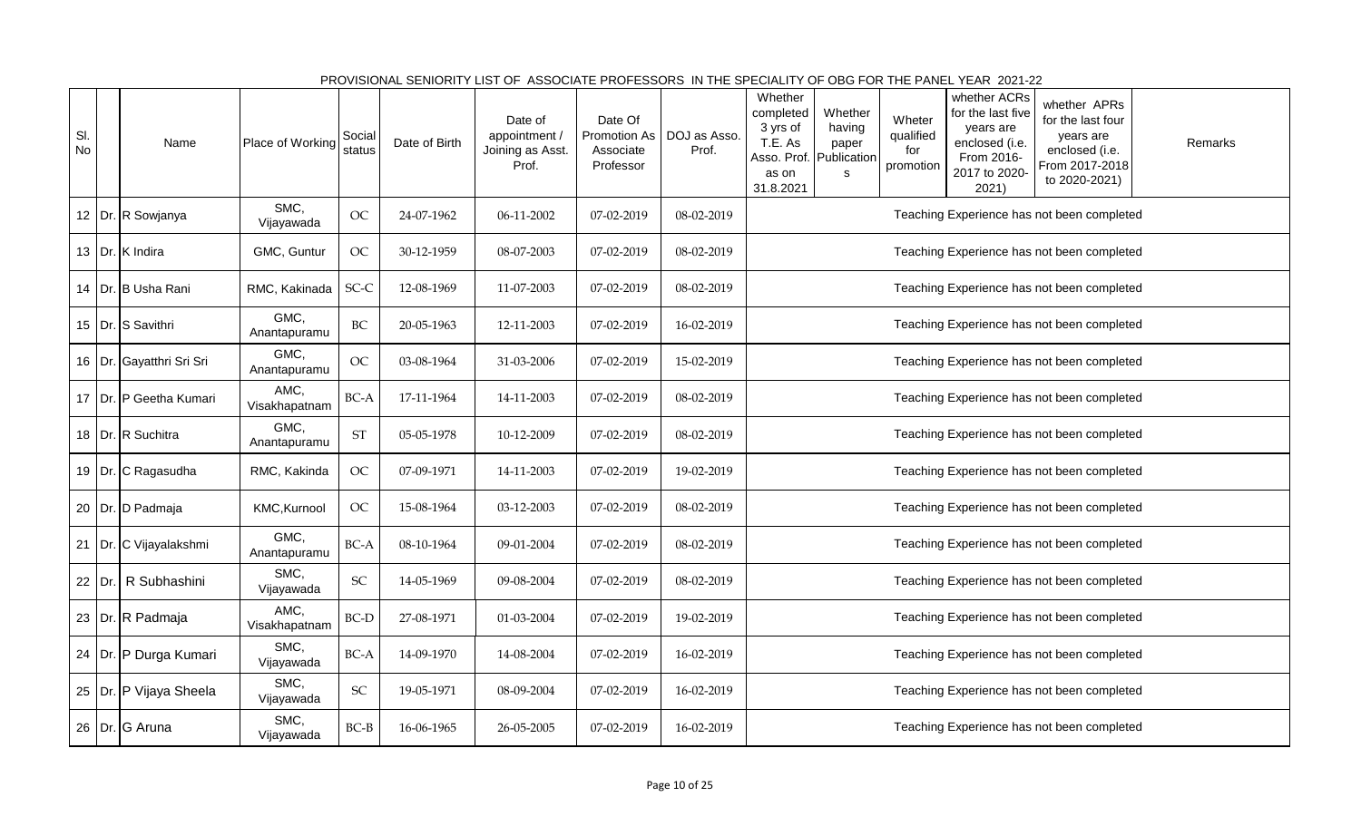PROVISIONAL SENIORITY LIST OF ASSOCIATE PROFESSORS IN THE SPECIALITY OF OBG FOR THE PANEL YEAR 2021-22

| Sl. No | | Name | Place of Working | Social status | Date of Birth | Date of appointment / Joining as Asst. Prof. | Date Of Promotion As Associate Professor | DOJ as Asso. Prof. | Whether completed 3 yrs of T.E. As Asso. Prof. as on 31.8.2021 | Whether having paper Publications | Wheter qualified for promotion | whether ACRs for the last five years are enclosed (i.e. From 2016-2017 to 2020-2021) | whether APRs for the last four years are enclosed (i.e. From 2017-2018 to 2020-2021) | Remarks |
|---|---|---|---|---|---|---|---|---|---|---|---|---|---|---|
| 12 | Dr. | R Sowjanya | SMC, Vijayawada | OC | 24-07-1962 | 06-11-2002 | 07-02-2019 | 08-02-2019 | Teaching Experience has not been completed | | | | | |
| 13 | Dr. | K Indira | GMC, Guntur | OC | 30-12-1959 | 08-07-2003 | 07-02-2019 | 08-02-2019 | Teaching Experience has not been completed | | | | | |
| 14 | Dr. | B Usha Rani | RMC, Kakinada | SC-C | 12-08-1969 | 11-07-2003 | 07-02-2019 | 08-02-2019 | Teaching Experience has not been completed | | | | | |
| 15 | Dr. | S Savithri | GMC, Anantapuramu | BC | 20-05-1963 | 12-11-2003 | 07-02-2019 | 16-02-2019 | Teaching Experience has not been completed | | | | | |
| 16 | Dr. | Gayatthri Sri Sri | GMC, Anantapuramu | OC | 03-08-1964 | 31-03-2006 | 07-02-2019 | 15-02-2019 | Teaching Experience has not been completed | | | | | |
| 17 | Dr. | P Geetha Kumari | AMC, Visakhapatnam | BC-A | 17-11-1964 | 14-11-2003 | 07-02-2019 | 08-02-2019 | Teaching Experience has not been completed | | | | | |
| 18 | Dr. | R Suchitra | GMC, Anantapuramu | ST | 05-05-1978 | 10-12-2009 | 07-02-2019 | 08-02-2019 | Teaching Experience has not been completed | | | | | |
| 19 | Dr. | C Ragasudha | RMC, Kakinda | OC | 07-09-1971 | 14-11-2003 | 07-02-2019 | 19-02-2019 | Teaching Experience has not been completed | | | | | |
| 20 | Dr. | D Padmaja | KMC,Kurnool | OC | 15-08-1964 | 03-12-2003 | 07-02-2019 | 08-02-2019 | Teaching Experience has not been completed | | | | | |
| 21 | Dr. | C Vijayalakshmi | GMC, Anantapuramu | BC-A | 08-10-1964 | 09-01-2004 | 07-02-2019 | 08-02-2019 | Teaching Experience has not been completed | | | | | |
| 22 | Dr. | R Subhashini | SMC, Vijayawada | SC | 14-05-1969 | 09-08-2004 | 07-02-2019 | 08-02-2019 | Teaching Experience has not been completed | | | | | |
| 23 | Dr. | R Padmaja | AMC, Visakhapatnam | BC-D | 27-08-1971 | 01-03-2004 | 07-02-2019 | 19-02-2019 | Teaching Experience has not been completed | | | | | |
| 24 | Dr. | P Durga Kumari | SMC, Vijayawada | BC-A | 14-09-1970 | 14-08-2004 | 07-02-2019 | 16-02-2019 | Teaching Experience has not been completed | | | | | |
| 25 | Dr. | P Vijaya Sheela | SMC, Vijayawada | SC | 19-05-1971 | 08-09-2004 | 07-02-2019 | 16-02-2019 | Teaching Experience has not been completed | | | | | |
| 26 | Dr. | G Aruna | SMC, Vijayawada | BC-B | 16-06-1965 | 26-05-2005 | 07-02-2019 | 16-02-2019 | Teaching Experience has not been completed | | | | | |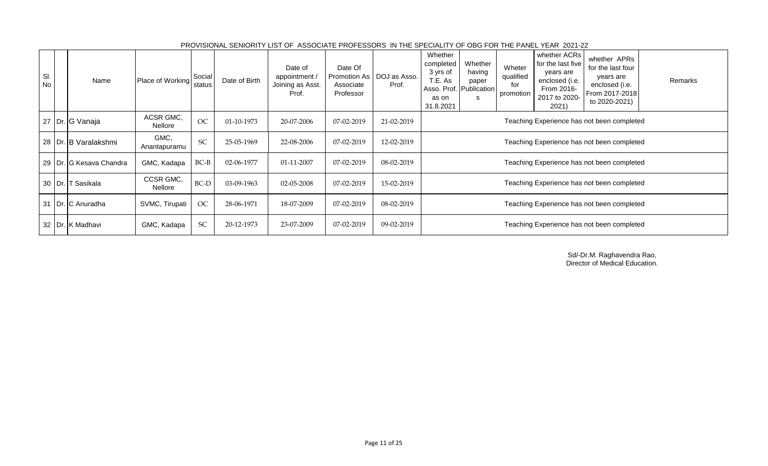PROVISIONAL SENIORITY LIST OF ASSOCIATE PROFESSORS IN THE SPECIALITY OF OBG FOR THE PANEL YEAR 2021-22

| Sl. No | | Name | Place of Working | Social status | Date of Birth | Date of appointment / Joining as Asst. Prof. | Date Of Promotion As Associate Professor | DOJ as Asso. Prof. | Whether completed 3 yrs of T.E. As Asso. Prof. as on 31.8.2021 | Whether having paper Publications | Wheter qualified for promotion | whether ACRs for the last five years are enclosed (i.e. From 2016-2017 to 2020-2021) | whether APRs for the last four years are enclosed (i.e. From 2017-2018 to 2020-2021) | Remarks |
|---|---|---|---|---|---|---|---|---|---|---|---|---|---|---|
| 27 | Dr. | G Vanaja | ACSR GMC, Nellore | OC | 01-10-1973 | 20-07-2006 | 07-02-2019 | 21-02-2019 | Teaching Experience has not been completed | | | | | |
| 28 | Dr. | B Varalakshmi | GMC, Anantapuramu | SC | 25-05-1969 | 22-08-2006 | 07-02-2019 | 12-02-2019 | Teaching Experience has not been completed | | | | | |
| 29 | Dr. | G Kesava Chandra | GMC, Kadapa | BC-B | 02-06-1977 | 01-11-2007 | 07-02-2019 | 08-02-2019 | Teaching Experience has not been completed | | | | | |
| 30 | Dr. | T Sasikala | CCSR GMC, Nellore | BC-D | 03-09-1963 | 02-05-2008 | 07-02-2019 | 15-02-2019 | Teaching Experience has not been completed | | | | | |
| 31 | Dr. | C Anuradha | SVMC, Tirupati | OC | 28-06-1971 | 18-07-2009 | 07-02-2019 | 08-02-2019 | Teaching Experience has not been completed | | | | | |
| 32 | Dr. | K Madhavi | GMC, Kadapa | SC | 20-12-1973 | 23-07-2009 | 07-02-2019 | 09-02-2019 | Teaching Experience has not been completed | | | | | |

Sd/-Dr.M. Raghavendra Rao,
Director of Medical Education.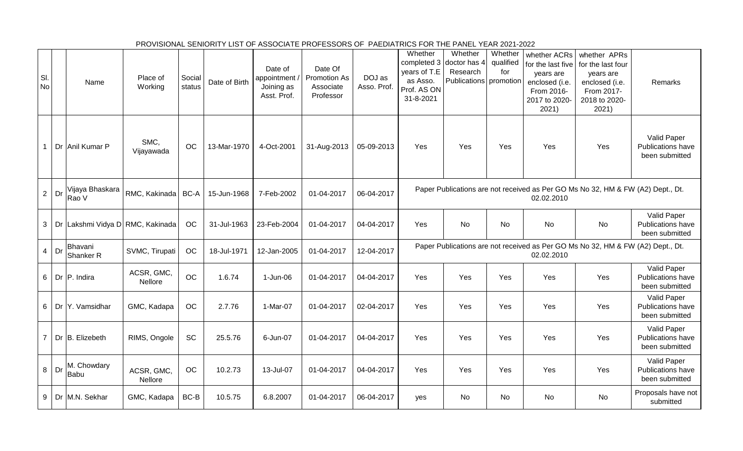PROVISIONAL SENIORITY LIST OF ASSOCIATE PROFESSORS OF PAEDIATRICS FOR THE PANEL YEAR 2021-2022

| Sl. No | | Name | Place of Working | Social status | Date of Birth | Date of appointment / Joining as Asst. Prof. | Date Of Promotion As Associate Professor | DOJ as Asso. Prof. | Whether completed 3 years of T.E as Asso. Prof. AS ON 31-8-2021 | Whether doctor has 4 Research Publications | Whether qualified for promotion | whether ACRs for the last five years are enclosed (i.e. From 2016-2017 to 2020-2021) | whether APRs for the last four years are enclosed (i.e. From 2017-2018 to 2020-2021) | Remarks |
|---|---|---|---|---|---|---|---|---|---|---|---|---|---|---|
| 1 | Dr | Anil Kumar P | SMC, Vijayawada | OC | 13-Mar-1970 | 4-Oct-2001 | 31-Aug-2013 | 05-09-2013 | Yes | Yes | Yes | Yes | Yes | Valid Paper Publications have been submitted |
| 2 | Dr | Vijaya Bhaskara Rao V | RMC, Kakinada | BC-A | 15-Jun-1968 | 7-Feb-2002 | 01-04-2017 | 06-04-2017 | Paper Publications are not received as Per GO Ms No 32, HM & FW (A2) Dept., Dt. 02.02.2010 | | | | | |
| 3 | Dr | Lakshmi Vidya D | RMC, Kakinada | OC | 31-Jul-1963 | 23-Feb-2004 | 01-04-2017 | 04-04-2017 | Yes | No | No | No | No | Valid Paper Publications have been submitted |
| 4 | Dr | Bhavani Shanker R | SVMC, Tirupati | OC | 18-Jul-1971 | 12-Jan-2005 | 01-04-2017 | 12-04-2017 | Paper Publications are not received as Per GO Ms No 32, HM & FW (A2) Dept., Dt. 02.02.2010 | | | | | |
| 6 | Dr | P. Indira | ACSR, GMC, Nellore | OC | 1.6.74 | 1-Jun-06 | 01-04-2017 | 04-04-2017 | Yes | Yes | Yes | Yes | Yes | Valid Paper Publications have been submitted |
| 6 | Dr | Y. Vamsidhar | GMC, Kadapa | OC | 2.7.76 | 1-Mar-07 | 01-04-2017 | 02-04-2017 | Yes | Yes | Yes | Yes | Yes | Valid Paper Publications have been submitted |
| 7 | Dr | B. Elizebeth | RIMS, Ongole | SC | 25.5.76 | 6-Jun-07 | 01-04-2017 | 04-04-2017 | Yes | Yes | Yes | Yes | Yes | Valid Paper Publications have been submitted |
| 8 | Dr | M. Chowdary Babu | ACSR, GMC, Nellore | OC | 10.2.73 | 13-Jul-07 | 01-04-2017 | 04-04-2017 | Yes | Yes | Yes | Yes | Yes | Valid Paper Publications have been submitted |
| 9 | Dr | M.N. Sekhar | GMC, Kadapa | BC-B | 10.5.75 | 6.8.2007 | 01-04-2017 | 06-04-2017 | yes | No | No | No | No | Proposals have not submitted |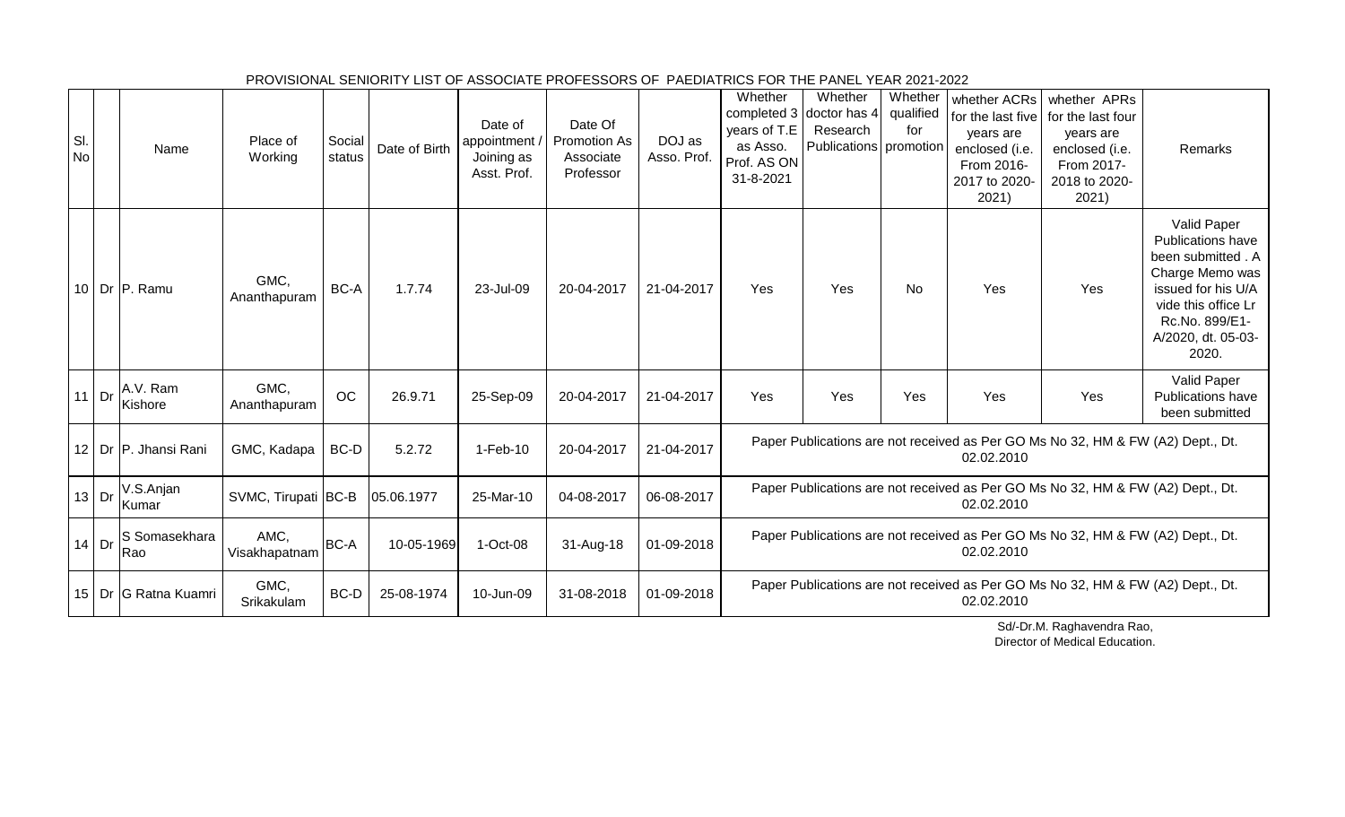PROVISIONAL SENIORITY LIST OF ASSOCIATE PROFESSORS OF PAEDIATRICS FOR THE PANEL YEAR 2021-2022

| Sl. No | | Name | Place of Working | Social status | Date of Birth | Date of appointment / Joining as Asst. Prof. | Date Of Promotion As Associate Professor | DOJ as Asso. Prof. | Whether completed 3 years of T.E as Asso. Prof. AS ON 31-8-2021 | Whether doctor has 4 Research Publications | Whether qualified for promotion | whether ACRs for the last five years are enclosed (i.e. From 2016-2017 to 2020-2021) | whether APRs for the last four years are enclosed (i.e. From 2017-2018 to 2020-2021) | Remarks |
|---|---|---|---|---|---|---|---|---|---|---|---|---|---|---|
| 10 | Dr | P. Ramu | GMC, Ananthapuram | BC-A | 1.7.74 | 23-Jul-09 | 20-04-2017 | 21-04-2017 | Yes | Yes | No | Yes | Yes | Valid Paper Publications have been submitted . A Charge Memo was issued for his U/A vide this office Lr Rc.No. 899/E1-A/2020, dt. 05-03-2020. |
| 11 | Dr | A.V. Ram Kishore | GMC, Ananthapuram | OC | 26.9.71 | 25-Sep-09 | 20-04-2017 | 21-04-2017 | Yes | Yes | Yes | Yes | Yes | Valid Paper Publications have been submitted |
| 12 | Dr | P. Jhansi Rani | GMC, Kadapa | BC-D | 5.2.72 | 1-Feb-10 | 20-04-2017 | 21-04-2017 | Paper Publications are not received as Per GO Ms No 32, HM & FW (A2) Dept., Dt. 02.02.2010 | | | | | |
| 13 | Dr | V.S.Anjan Kumar | SVMC, Tirupati | BC-B | 05.06.1977 | 25-Mar-10 | 04-08-2017 | 06-08-2017 | Paper Publications are not received as Per GO Ms No 32, HM & FW (A2) Dept., Dt. 02.02.2010 | | | | | |
| 14 | Dr | S Somasekhara Rao | AMC, Visakhapatnam | BC-A | 10-05-1969 | 1-Oct-08 | 31-Aug-18 | 01-09-2018 | Paper Publications are not received as Per GO Ms No 32, HM & FW (A2) Dept., Dt. 02.02.2010 | | | | | |
| 15 | Dr | G Ratna Kuamri | GMC, Srikakulam | BC-D | 25-08-1974 | 10-Jun-09 | 31-08-2018 | 01-09-2018 | Paper Publications are not received as Per GO Ms No 32, HM & FW (A2) Dept., Dt. 02.02.2010 | | | | | |

Sd/-Dr.M. Raghavendra Rao,
Director of Medical Education.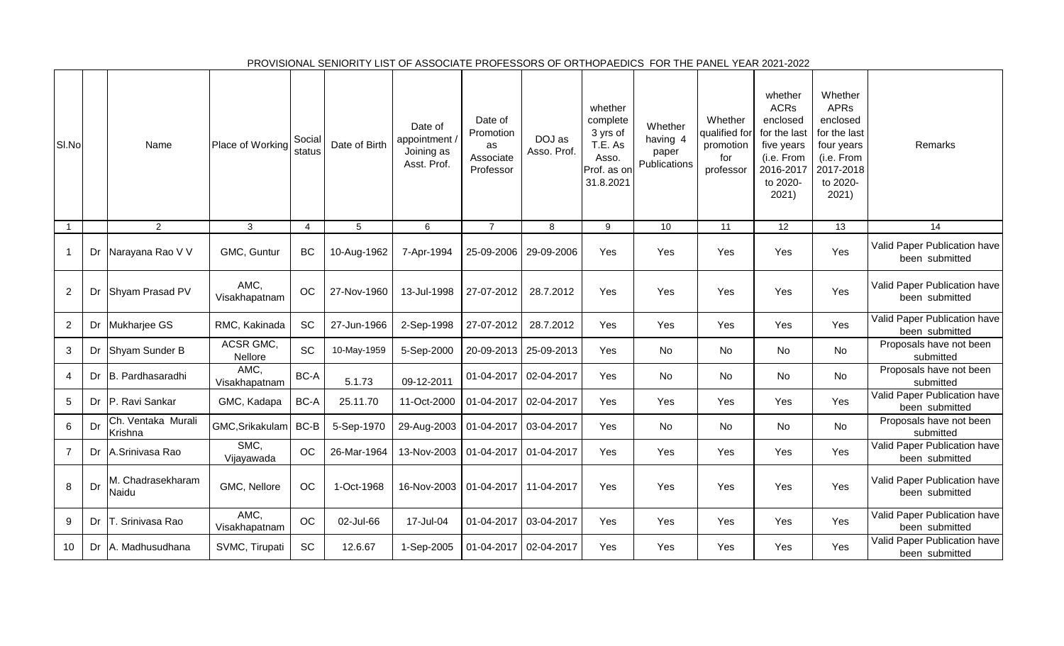PROVISIONAL SENIORITY LIST OF ASSOCIATE PROFESSORS OF ORTHOPAEDICS FOR THE PANEL YEAR 2021-2022

| Sl.No | | Name | Place of Working | Social status | Date of Birth | Date of appointment / Joining as Asst. Prof. | Date of Promotion as Associate Professor | DOJ as Asso. Prof. | whether complete 3 yrs of T.E. As Asso. Prof. as on 31.8.2021 | Whether having 4 paper Publications | Whether qualified for promotion for professor | whether ACRs enclosed for the last five years (i.e. From 2016-2017 to 2020-2021) | Whether APRs enclosed for the last four years (i.e. From 2017-2018 to 2020-2021) | Remarks |
|---|---|---|---|---|---|---|---|---|---|---|---|---|---|---|
| 1 | | 2 | 3 | 4 | 5 | 6 | 7 | 8 | 9 | 10 | 11 | 12 | 13 | 14 |
| 1 | Dr | Narayana Rao V V | GMC, Guntur | BC | 10-Aug-1962 | 7-Apr-1994 | 25-09-2006 | 29-09-2006 | Yes | Yes | Yes | Yes | Yes | Valid Paper Publication have been submitted |
| 2 | Dr | Shyam Prasad PV | AMC, Visakhapatnam | OC | 27-Nov-1960 | 13-Jul-1998 | 27-07-2012 | 28.7.2012 | Yes | Yes | Yes | Yes | Yes | Valid Paper Publication have been submitted |
| 2 | Dr | Mukharjee GS | RMC, Kakinada | SC | 27-Jun-1966 | 2-Sep-1998 | 27-07-2012 | 28.7.2012 | Yes | Yes | Yes | Yes | Yes | Valid Paper Publication have been submitted |
| 3 | Dr | Shyam Sunder B | ACSR GMC, Nellore | SC | 10-May-1959 | 5-Sep-2000 | 20-09-2013 | 25-09-2013 | Yes | No | No | No | No | Proposals have not been submitted |
| 4 | Dr | B. Pardhasaradhi | AMC, Visakhapatnam | BC-A | 5.1.73 | 09-12-2011 | 01-04-2017 | 02-04-2017 | Yes | No | No | No | No | Proposals have not been submitted |
| 5 | Dr | P. Ravi Sankar | GMC, Kadapa | BC-A | 25.11.70 | 11-Oct-2000 | 01-04-2017 | 02-04-2017 | Yes | Yes | Yes | Yes | Yes | Valid Paper Publication have been submitted |
| 6 | Dr | Ch. Ventaka Murali Krishna | GMC,Srikakulam | BC-B | 5-Sep-1970 | 29-Aug-2003 | 01-04-2017 | 03-04-2017 | Yes | No | No | No | No | Proposals have not been submitted |
| 7 | Dr | A.Srinivasa Rao | SMC, Vijayawada | OC | 26-Mar-1964 | 13-Nov-2003 | 01-04-2017 | 01-04-2017 | Yes | Yes | Yes | Yes | Yes | Valid Paper Publication have been submitted |
| 8 | Dr | M. Chadrasekharam Naidu | GMC, Nellore | OC | 1-Oct-1968 | 16-Nov-2003 | 01-04-2017 | 11-04-2017 | Yes | Yes | Yes | Yes | Yes | Valid Paper Publication have been submitted |
| 9 | Dr | T. Srinivasa Rao | AMC, Visakhapatnam | OC | 02-Jul-66 | 17-Jul-04 | 01-04-2017 | 03-04-2017 | Yes | Yes | Yes | Yes | Yes | Valid Paper Publication have been submitted |
| 10 | Dr | A. Madhusudhana | SVMC, Tirupati | SC | 12.6.67 | 1-Sep-2005 | 01-04-2017 | 02-04-2017 | Yes | Yes | Yes | Yes | Yes | Valid Paper Publication have been submitted |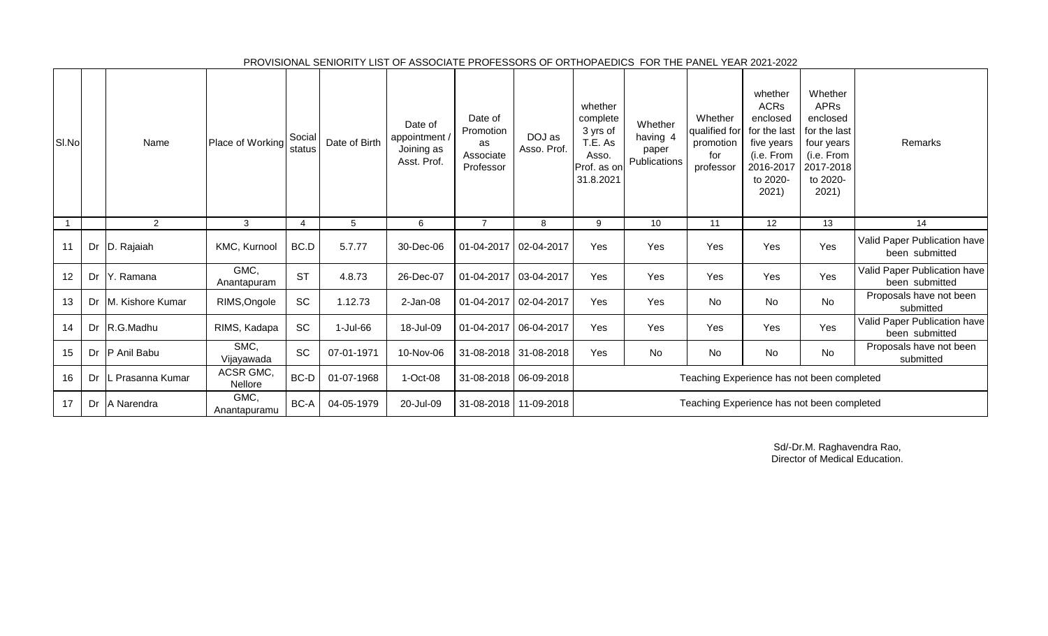PROVISIONAL SENIORITY LIST OF ASSOCIATE PROFESSORS OF ORTHOPAEDICS FOR THE PANEL YEAR 2021-2022

| Sl.No | | Name | Place of Working | Social status | Date of Birth | Date of appointment / Joining as Asst. Prof. | Date of Promotion as Associate Professor | DOJ as Asso. Prof. | whether complete 3 yrs of T.E. As Asso. Prof. as on 31.8.2021 | Whether having 4 paper Publications | Whether qualified for promotion for professor | whether ACRs enclosed for the last five years (i.e. From 2016-2017 to 2020-2021) | Whether APRs enclosed for the last four years (i.e. From 2017-2018 to 2020-2021) | Remarks |
|---|---|---|---|---|---|---|---|---|---|---|---|---|---|---|
| 1 | | 2 | 3 | 4 | 5 | 6 | 7 | 8 | 9 | 10 | 11 | 12 | 13 | 14 |
| 11 | Dr | D. Rajaiah | KMC, Kurnool | BC.D | 5.7.77 | 30-Dec-06 | 01-04-2017 | 02-04-2017 | Yes | Yes | Yes | Yes | Yes | Valid Paper Publication have been submitted |
| 12 | Dr | Y. Ramana | GMC, Anantapuram | ST | 4.8.73 | 26-Dec-07 | 01-04-2017 | 03-04-2017 | Yes | Yes | Yes | Yes | Yes | Valid Paper Publication have been submitted |
| 13 | Dr | M. Kishore Kumar | RIMS,Ongole | SC | 1.12.73 | 2-Jan-08 | 01-04-2017 | 02-04-2017 | Yes | Yes | No | No | No | Proposals have not been submitted |
| 14 | Dr | R.G.Madhu | RIMS, Kadapa | SC | 1-Jul-66 | 18-Jul-09 | 01-04-2017 | 06-04-2017 | Yes | Yes | Yes | Yes | Yes | Valid Paper Publication have been submitted |
| 15 | Dr | P Anil Babu | SMC, Vijayawada | SC | 07-01-1971 | 10-Nov-06 | 31-08-2018 | 31-08-2018 | Yes | No | No | No | No | Proposals have not been submitted |
| 16 | Dr | L Prasanna Kumar | ACSR GMC, Nellore | BC-D | 01-07-1968 | 1-Oct-08 | 31-08-2018 | 06-09-2018 | Teaching Experience has not been completed | | | | | |
| 17 | Dr | A Narendra | GMC, Anantapuramu | BC-A | 04-05-1979 | 20-Jul-09 | 31-08-2018 | 11-09-2018 | Teaching Experience has not been completed | | | | | |

Sd/-Dr.M. Raghavendra Rao,
Director of Medical Education.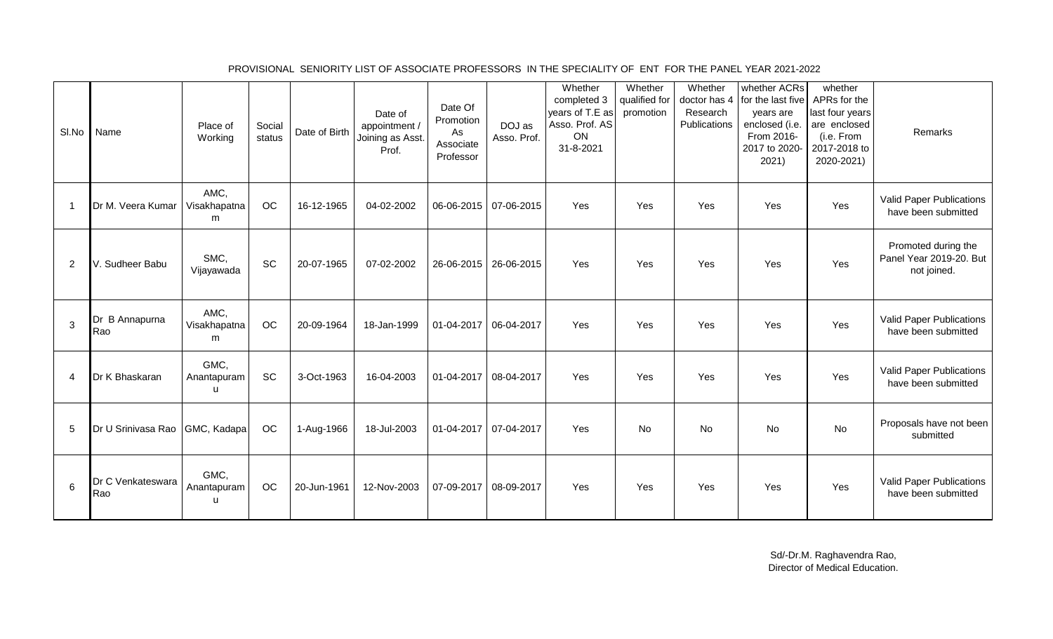PROVISIONAL SENIORITY LIST OF ASSOCIATE PROFESSORS IN THE SPECIALITY OF ENT FOR THE PANEL YEAR 2021-2022

| Sl.No | Name | Place of Working | Social status | Date of Birth | Date of appointment / Joining as Asst. Prof. | Date Of Promotion As Associate Professor | DOJ as Asso. Prof. | Whether completed 3 years of T.E as Asso. Prof. AS ON 31-8-2021 | Whether qualified for promotion | Whether doctor has 4 Research Publications | whether ACRs for the last five years are enclosed (i.e. From 2016-2017 to 2020-2021) | whether APRs for the last four years are enclosed (i.e. From 2017-2018 to 2020-2021) | Remarks |
|---|---|---|---|---|---|---|---|---|---|---|---|---|---|
| 1 | Dr M. Veera Kumar | AMC, Visakhapatnam | OC | 16-12-1965 | 04-02-2002 | 06-06-2015 | 07-06-2015 | Yes | Yes | Yes | Yes | Yes | Valid Paper Publications have been submitted |
| 2 | V. Sudheer Babu | SMC, Vijayawada | SC | 20-07-1965 | 07-02-2002 | 26-06-2015 | 26-06-2015 | Yes | Yes | Yes | Yes | Yes | Promoted during the Panel Year 2019-20. But not joined. |
| 3 | Dr B Annapurna Rao | AMC, Visakhapatnam | OC | 20-09-1964 | 18-Jan-1999 | 01-04-2017 | 06-04-2017 | Yes | Yes | Yes | Yes | Yes | Valid Paper Publications have been submitted |
| 4 | Dr K Bhaskaran | GMC, Anantapuramu | SC | 3-Oct-1963 | 16-04-2003 | 01-04-2017 | 08-04-2017 | Yes | Yes | Yes | Yes | Yes | Valid Paper Publications have been submitted |
| 5 | Dr U Srinivasa Rao | GMC, Kadapa | OC | 1-Aug-1966 | 18-Jul-2003 | 01-04-2017 | 07-04-2017 | Yes | No | No | No | No | Proposals have not been submitted |
| 6 | Dr C Venkateswara Rao | GMC, Anantapuramu | OC | 20-Jun-1961 | 12-Nov-2003 | 07-09-2017 | 08-09-2017 | Yes | Yes | Yes | Yes | Yes | Valid Paper Publications have been submitted |

Sd/-Dr.M. Raghavendra Rao,
Director of Medical Education.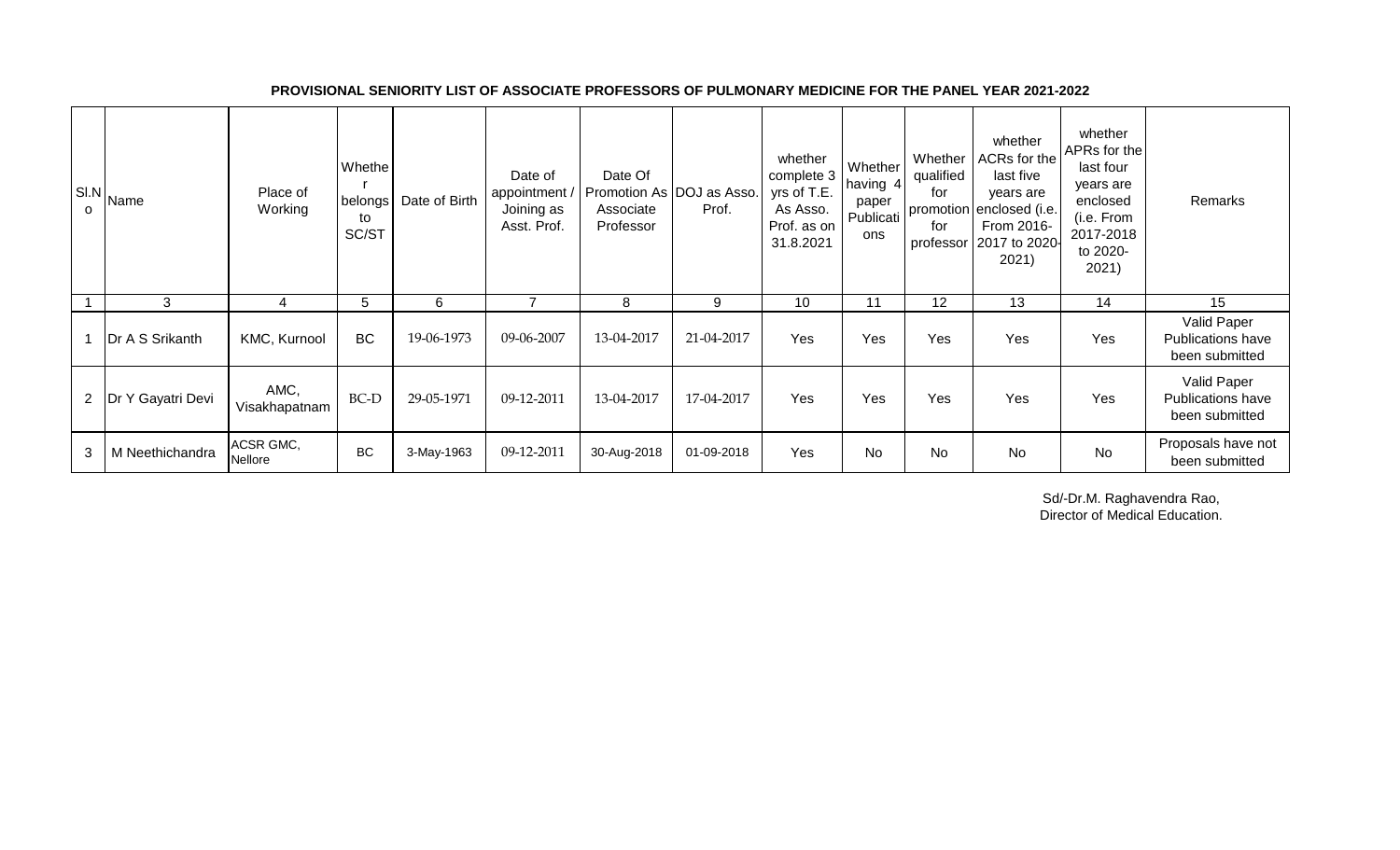**PROVISIONAL SENIORITY LIST OF ASSOCIATE PROFESSORS OF PULMONARY MEDICINE FOR THE PANEL YEAR 2021-2022**

| Sl.No | Name | Place of Working | Whether belongs to SC/ST | Date of Birth | Date of appointment / Joining as Asst. Prof. | Date Of Promotion As Associate Professor | DOJ as Asso. Prof. | whether complete 3 yrs of T.E. As Asso. Prof. as on 31.8.2021 | Whether having 4 paper Publications | Whether qualified for promotion for professor | whether ACRs for the last five years are enclosed (i.e. From 2016-2017 to 2020-2021) | whether APRs for the last four years are enclosed (i.e. From 2017-2018 to 2020-2021) | Remarks |
|---|---|---|---|---|---|---|---|---|---|---|---|---|---|
| 1 | 3 | 4 | 5 | 6 | 7 | 8 | 9 | 10 | 11 | 12 | 13 | 14 | 15 |
| 1 | Dr A S Srikanth | KMC, Kurnool | BC | 19-06-1973 | 09-06-2007 | 13-04-2017 | 21-04-2017 | Yes | Yes | Yes | Yes | Yes | Valid Paper Publications have been submitted |
| 2 | Dr Y Gayatri Devi | AMC, Visakhapatnam | BC-D | 29-05-1971 | 09-12-2011 | 13-04-2017 | 17-04-2017 | Yes | Yes | Yes | Yes | Yes | Valid Paper Publications have been submitted |
| 3 | M Neethichandra | ACSR GMC, Nellore | BC | 3-May-1963 | 09-12-2011 | 30-Aug-2018 | 01-09-2018 | Yes | No | No | No | No | Proposals have not been submitted |

Sd/-Dr.M. Raghavendra Rao,
Director of Medical Education.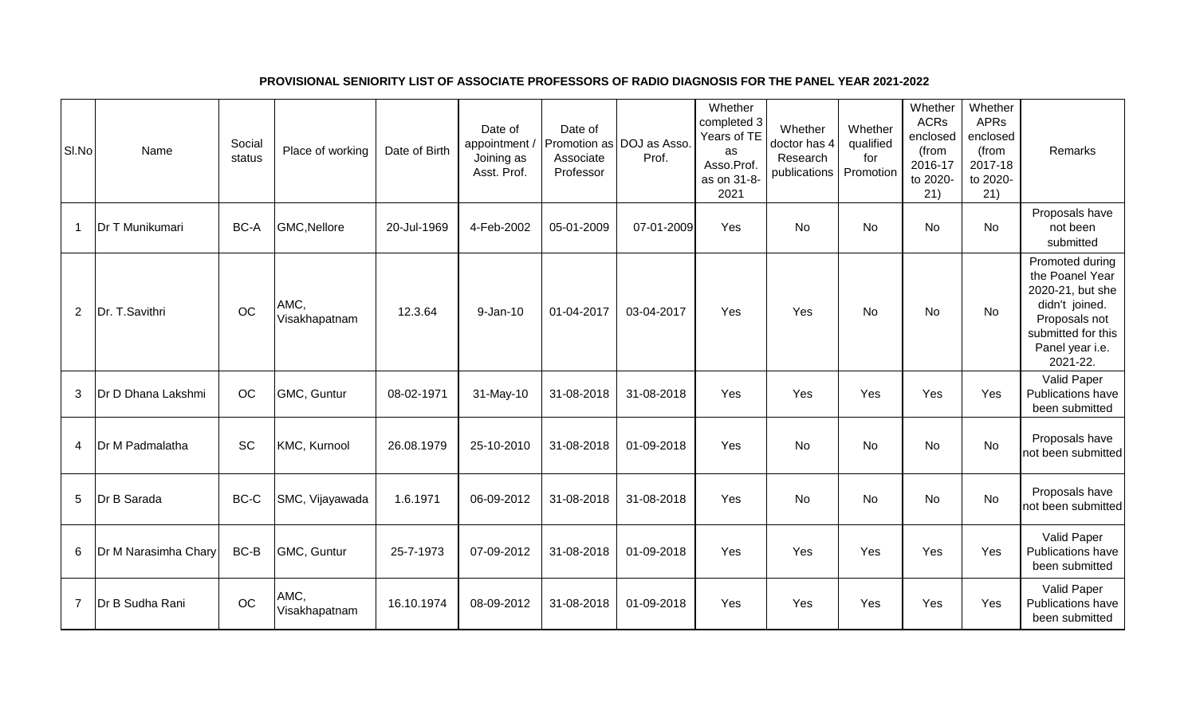# PROVISIONAL SENIORITY LIST OF ASSOCIATE PROFESSORS OF RADIO DIAGNOSIS FOR THE PANEL YEAR 2021-2022

| Sl.No | Name | Social status | Place of working | Date of Birth | Date of appointment / Joining as Asst. Prof. | Date of Promotion as Associate Professor | DOJ as Asso. Prof. | Whether completed 3 Years of TE as Asso.Prof. as on 31-8-2021 | Whether doctor has 4 Research publications | Whether qualified for Promotion | Whether ACRs enclosed (from 2016-17 to 2020-21) | Whether APRs enclosed (from 2017-18 to 2020-21) | Remarks |
|---|---|---|---|---|---|---|---|---|---|---|---|---|---|
| 1 | Dr T Munikumari | BC-A | GMC,Nellore | 20-Jul-1969 | 4-Feb-2002 | 05-01-2009 | 07-01-2009 | Yes | No | No | No | No | Proposals have not been submitted |
| 2 | Dr. T.Savithri | OC | AMC, Visakhapatnam | 12.3.64 | 9-Jan-10 | 01-04-2017 | 03-04-2017 | Yes | Yes | No | No | No | Promoted during the Poanel Year 2020-21, but she didn't joined. Proposals not submitted for this Panel year i.e. 2021-22. |
| 3 | Dr D Dhana Lakshmi | OC | GMC, Guntur | 08-02-1971 | 31-May-10 | 31-08-2018 | 31-08-2018 | Yes | Yes | Yes | Yes | Yes | Valid Paper Publications have been submitted |
| 4 | Dr M Padmalatha | SC | KMC, Kurnool | 26.08.1979 | 25-10-2010 | 31-08-2018 | 01-09-2018 | Yes | No | No | No | No | Proposals have not been submitted |
| 5 | Dr B Sarada | BC-C | SMC, Vijayawada | 1.6.1971 | 06-09-2012 | 31-08-2018 | 31-08-2018 | Yes | No | No | No | No | Proposals have not been submitted |
| 6 | Dr M Narasimha Chary | BC-B | GMC, Guntur | 25-7-1973 | 07-09-2012 | 31-08-2018 | 01-09-2018 | Yes | Yes | Yes | Yes | Yes | Valid Paper Publications have been submitted |
| 7 | Dr B Sudha Rani | OC | AMC, Visakhapatnam | 16.10.1974 | 08-09-2012 | 31-08-2018 | 01-09-2018 | Yes | Yes | Yes | Yes | Yes | Valid Paper Publications have been submitted |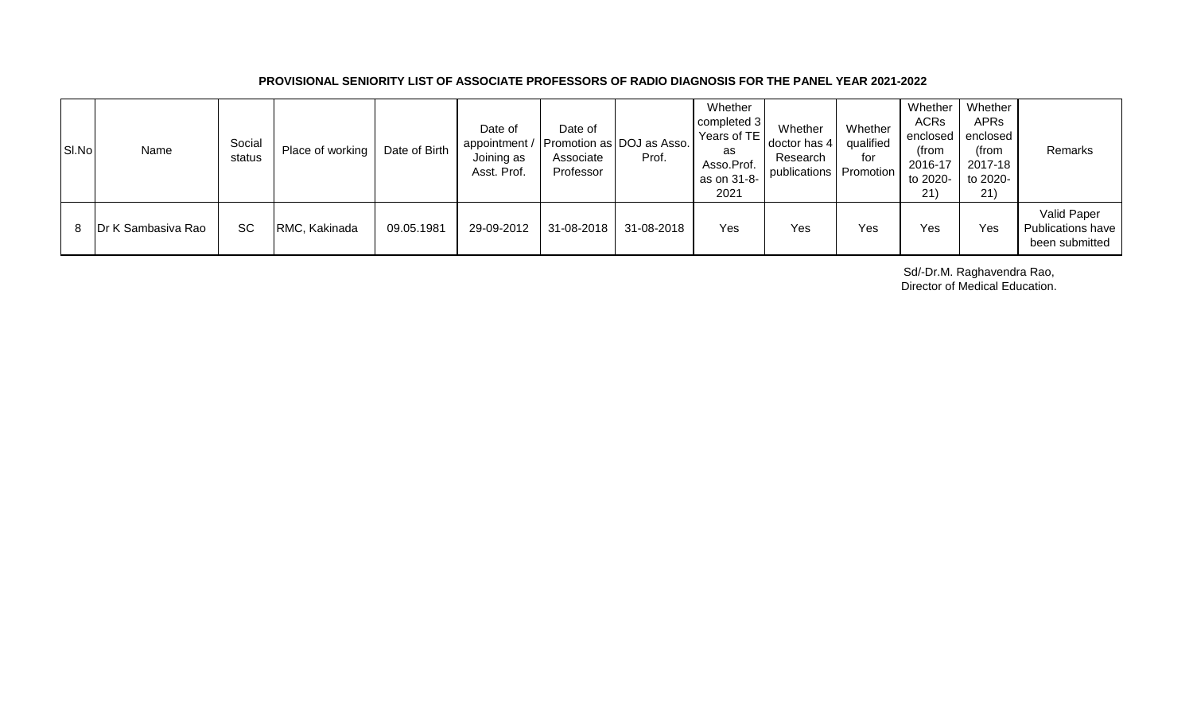**PROVISIONAL SENIORITY LIST OF ASSOCIATE PROFESSORS OF RADIO DIAGNOSIS FOR THE PANEL YEAR 2021-2022**

| Sl.No | Name | Social status | Place of working | Date of Birth | Date of appointment / Joining as Asst. Prof. | Date of Promotion as Associate Professor | DOJ as Asso. Prof. | Whether completed 3 Years of TE as Asso.Prof. as on 31-8-2021 | Whether doctor has 4 Research publications | Whether qualified for Promotion | Whether ACRs enclosed (from 2016-17 to 2020-21) | Whether APRs enclosed (from 2017-18 to 2020-21) | Remarks |
|---|---|---|---|---|---|---|---|---|---|---|---|---|---|
| 8 | Dr K Sambasiva Rao | SC | RMC, Kakinada | 09.05.1981 | 29-09-2012 | 31-08-2018 | 31-08-2018 | Yes | Yes | Yes | Yes | Yes | Valid Paper Publications have been submitted |

Sd/-Dr.M. Raghavendra Rao,
Director of Medical Education.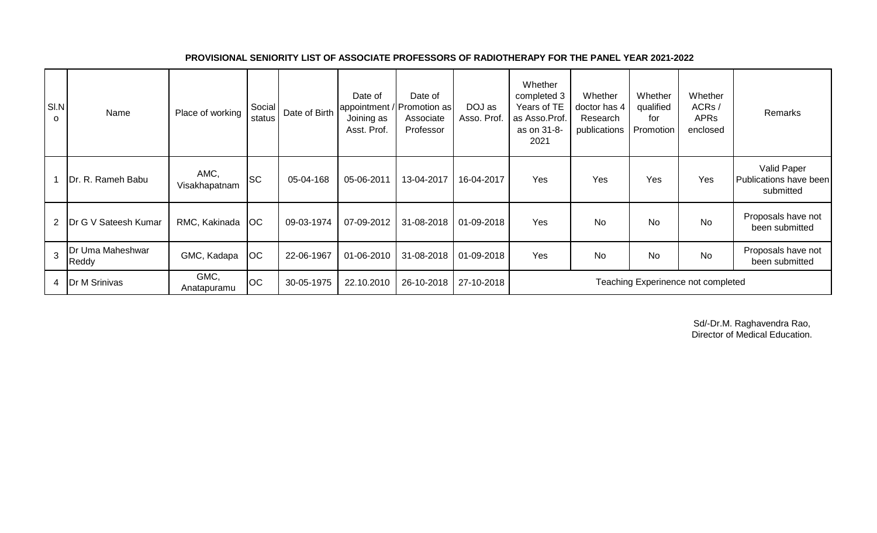**PROVISIONAL SENIORITY LIST OF ASSOCIATE PROFESSORS OF RADIOTHERAPY FOR THE PANEL YEAR 2021-2022**

| Sl.No | Name | Place of working | Social status | Date of Birth | Date of appointment / Joining as Asst. Prof. | Date of Promotion as Associate Professor | DOJ as Asso. Prof. | Whether completed 3 Years of TE as Asso.Prof. as on 31-8-2021 | Whether doctor has 4 Research publications | Whether qualified for Promotion | Whether ACRs / APRs enclosed | Remarks |
|---|---|---|---|---|---|---|---|---|---|---|---|---|
| 1 | Dr. R. Rameh Babu | AMC, Visakhapatnam | SC | 05-04-168 | 05-06-2011 | 13-04-2017 | 16-04-2017 | Yes | Yes | Yes | Yes | Valid Paper Publications have been submitted |
| 2 | Dr G V Sateesh Kumar | RMC, Kakinada | OC | 09-03-1974 | 07-09-2012 | 31-08-2018 | 01-09-2018 | Yes | No | No | No | Proposals have not been submitted |
| 3 | Dr Uma Maheshwar Reddy | GMC, Kadapa | OC | 22-06-1967 | 01-06-2010 | 31-08-2018 | 01-09-2018 | Yes | No | No | No | Proposals have not been submitted |
| 4 | Dr M Srinivas | GMC, Anatapuramu | OC | 30-05-1975 | 22.10.2010 | 26-10-2018 | 27-10-2018 | Teaching Experinence not completed | | | | |

Sd/-Dr.M. Raghavendra Rao,
Director of Medical Education.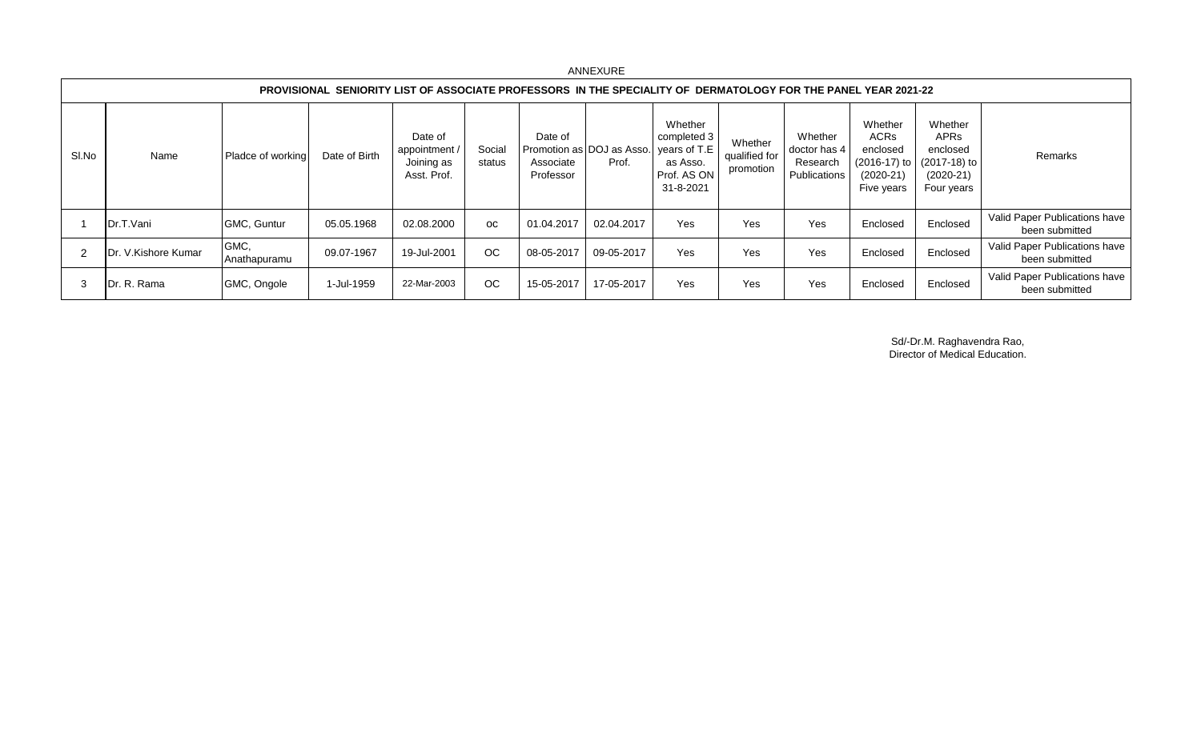ANNEXURE

| PROVISIONAL SENIORITY LIST OF ASSOCIATE PROFESSORS IN THE SPECIALITY OF DERMATOLOGY FOR THE PANEL YEAR 2021-22 | | | | | | | | | | | | | |
|---|---|---|---|---|---|---|---|---|---|---|---|---|---|
| Sl.No | Name | Pladce of working | Date of Birth | Date of appointment / Joining as Asst. Prof. | Social status | Date of Promotion as Associate Professor | DOJ as Asso. Prof. | Whether completed 3 years of T.E as Asso. Prof. AS ON 31-8-2021 | Whether qualified for promotion | Whether doctor has 4 Research Publications | Whether ACRs enclosed (2016-17) to (2020-21) Five years | Whether APRs enclosed (2017-18) to (2020-21) Four years | Remarks |
| 1 | Dr.T.Vani | GMC, Guntur | 05.05.1968 | 02.08.2000 | oc | 01.04.2017 | 02.04.2017 | Yes | Yes | Yes | Enclosed | Enclosed | Valid Paper Publications have been submitted |
| 2 | Dr. V.Kishore Kumar | GMC, Anathapuramu | 09.07-1967 | 19-Jul-2001 | OC | 08-05-2017 | 09-05-2017 | Yes | Yes | Yes | Enclosed | Enclosed | Valid Paper Publications have been submitted |
| 3 | Dr. R. Rama | GMC, Ongole | 1-Jul-1959 | 22-Mar-2003 | OC | 15-05-2017 | 17-05-2017 | Yes | Yes | Yes | Enclosed | Enclosed | Valid Paper Publications have been submitted |

Sd/-Dr.M. Raghavendra Rao,
Director of Medical Education.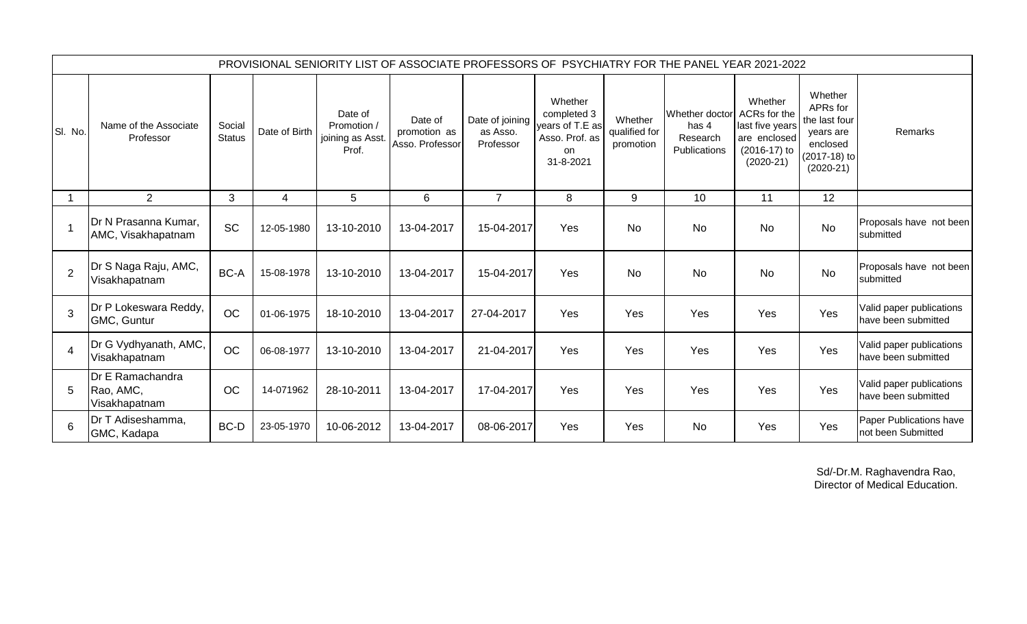| PROVISIONAL SENIORITY LIST OF ASSOCIATE PROFESSORS OF PSYCHIATRY FOR THE PANEL YEAR 2021-2022 | | | | | | | | | | | | |
|---|---|---|---|---|---|---|---|---|---|---|---|---|
| Sl. No. | Name of the Associate Professor | Social Status | Date of Birth | Date of Promotion / joining as Asst. Prof. | Date of promotion as Asso. Professor | Date of joining as Asso. Professor | Whether completed 3 years of T.E as Asso. Prof. as on 31-8-2021 | Whether qualified for promotion | Whether doctor has 4 Research Publications | Whether ACRs for the last five years are enclosed (2016-17) to (2020-21) | Whether APRs for the last four years are enclosed (2017-18) to (2020-21) | Remarks |
| 1 | 2 | 3 | 4 | 5 | 6 | 7 | 8 | 9 | 10 | 11 | 12 | |
| 1 | Dr N Prasanna Kumar, AMC, Visakhapatnam | SC | 12-05-1980 | 13-10-2010 | 13-04-2017 | 15-04-2017 | Yes | No | No | No | No | Proposals have not been submitted |
| 2 | Dr S Naga Raju, AMC, Visakhapatnam | BC-A | 15-08-1978 | 13-10-2010 | 13-04-2017 | 15-04-2017 | Yes | No | No | No | No | Proposals have not been submitted |
| 3 | Dr P Lokeswara Reddy, GMC, Guntur | OC | 01-06-1975 | 18-10-2010 | 13-04-2017 | 27-04-2017 | Yes | Yes | Yes | Yes | Yes | Valid paper publications have been submitted |
| 4 | Dr G Vydhyanath, AMC, Visakhapatnam | OC | 06-08-1977 | 13-10-2010 | 13-04-2017 | 21-04-2017 | Yes | Yes | Yes | Yes | Yes | Valid paper publications have been submitted |
| 5 | Dr E Ramachandra Rao, AMC, Visakhapatnam | OC | 14-071962 | 28-10-2011 | 13-04-2017 | 17-04-2017 | Yes | Yes | Yes | Yes | Yes | Valid paper publications have been submitted |
| 6 | Dr T Adiseshamma, GMC, Kadapa | BC-D | 23-05-1970 | 10-06-2012 | 13-04-2017 | 08-06-2017 | Yes | Yes | No | Yes | Yes | Paper Publications have not been Submitted |

Sd/-Dr.M. Raghavendra Rao,
Director of Medical Education.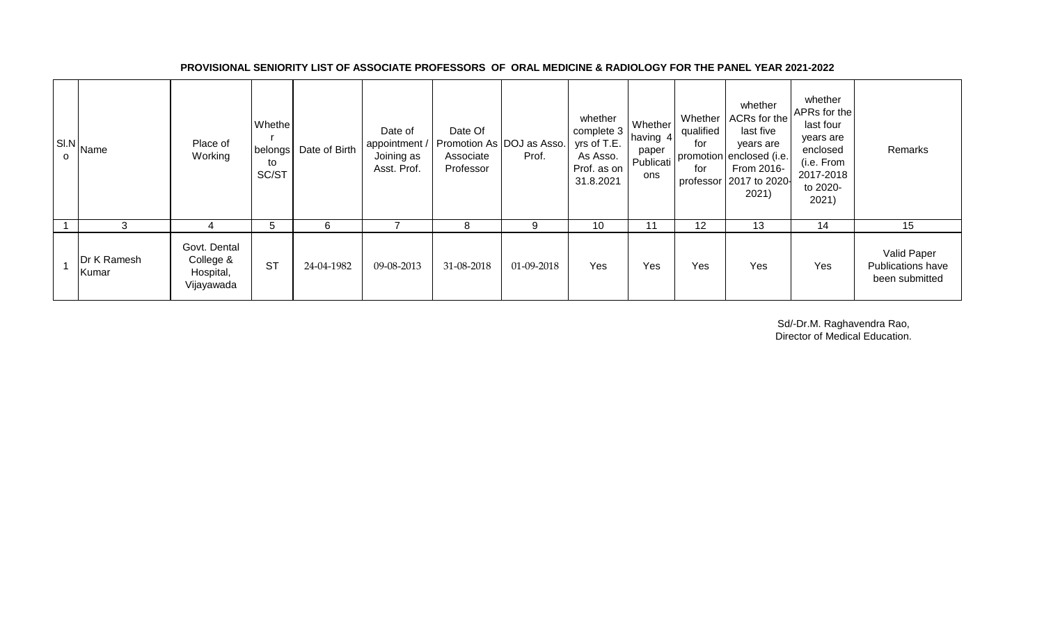**PROVISIONAL SENIORITY LIST OF ASSOCIATE PROFESSORS OF ORAL MEDICINE & RADIOLOGY FOR THE PANEL YEAR 2021-2022**

| Sl.No | Name | Place of Working | Whether belongs to SC/ST | Date of Birth | Date of appointment / Joining as Asst. Prof. | Date Of Promotion As Associate Professor | DOJ as Asso. Prof. | whether complete 3 yrs of T.E. As Asso. Prof. as on 31.8.2021 | Whether having 4 paper Publications | Whether qualified for promotion for professor | whether ACRs for the last five years are enclosed (i.e. From 2016-2017 to 2020-2021) | whether APRs for the last four years are enclosed (i.e. From 2017-2018 to 2020-2021) | Remarks |
|---|---|---|---|---|---|---|---|---|---|---|---|---|---|
| 1 | 3 | 4 | 5 | 6 | 7 | 8 | 9 | 10 | 11 | 12 | 13 | 14 | 15 |
| 1 | Dr K Ramesh Kumar | Govt. Dental College & Hospital, Vijayawada | ST | 24-04-1982 | 09-08-2013 | 31-08-2018 | 01-09-2018 | Yes | Yes | Yes | Yes | Yes | Valid Paper Publications have been submitted |

Sd/-Dr.M. Raghavendra Rao,
Director of Medical Education.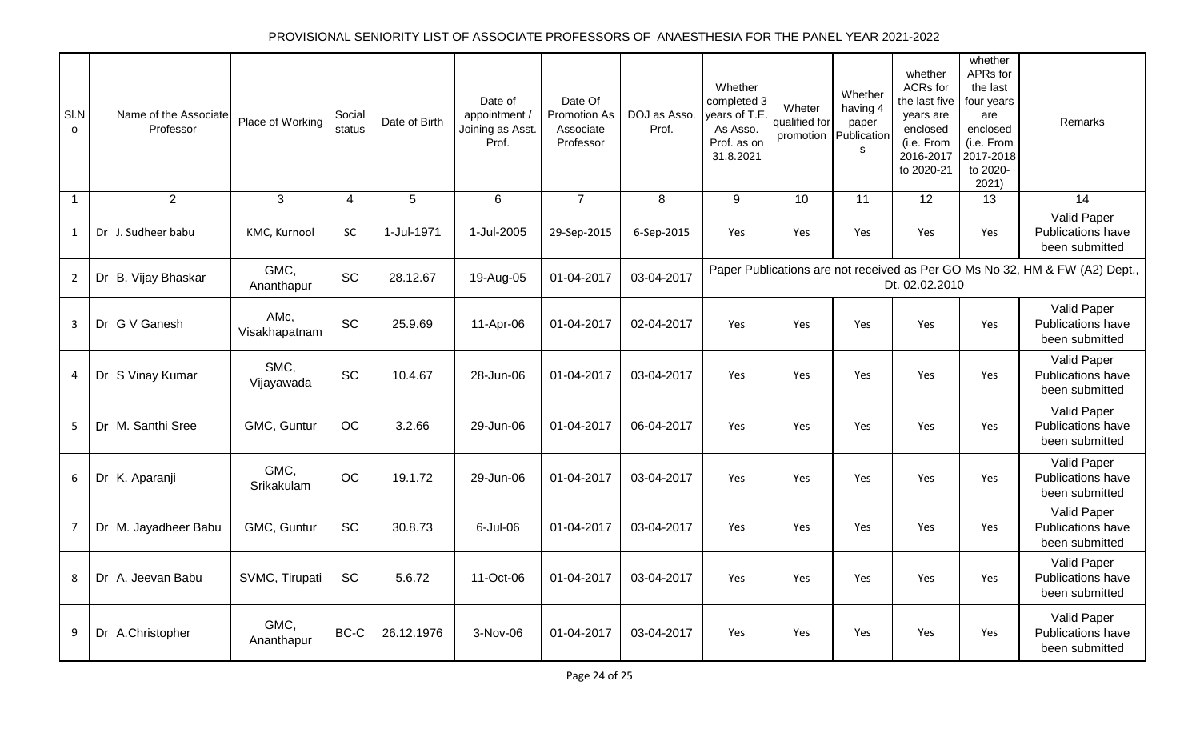PROVISIONAL SENIORITY LIST OF ASSOCIATE PROFESSORS OF ANAESTHESIA FOR THE PANEL YEAR 2021-2022

| Sl.No | | Name of the Associate Professor | Place of Working | Social status | Date of Birth | Date of appointment / Joining as Asst. Prof. | Date Of Promotion As Associate Professor | DOJ as Asso. Prof. | Whether completed 3 years of T.E. As Asso. Prof. as on 31.8.2021 | Wheter qualified for promotion | Whether having 4 paper Publications | whether ACRs for the last five years are enclosed (i.e. From 2016-2017 to 2020-21 | whether APRs for the last four years are enclosed (i.e. From 2017-2018 to 2020-2021) | Remarks |
|---|---|---|---|---|---|---|---|---|---|---|---|---|---|---|
| 1 | | 2 | 3 | 4 | 5 | 6 | 7 | 8 | 9 | 10 | 11 | 12 | 13 | 14 |
| 1 | Dr | J. Sudheer babu | KMC, Kurnool | SC | 1-Jul-1971 | 1-Jul-2005 | 29-Sep-2015 | 6-Sep-2015 | Yes | Yes | Yes | Yes | Yes | Valid Paper Publications have been submitted |
| 2 | Dr | B. Vijay Bhaskar | GMC, Ananthapur | SC | 28.12.67 | 19-Aug-05 | 01-04-2017 | 03-04-2017 | Paper Publications are not received as Per GO Ms No 32, HM & FW (A2) Dept., Dt. 02.02.2010 | | | | | |
| 3 | Dr | G V Ganesh | AMc, Visakhapatnam | SC | 25.9.69 | 11-Apr-06 | 01-04-2017 | 02-04-2017 | Yes | Yes | Yes | Yes | Yes | Valid Paper Publications have been submitted |
| 4 | Dr | S Vinay Kumar | SMC, Vijayawada | SC | 10.4.67 | 28-Jun-06 | 01-04-2017 | 03-04-2017 | Yes | Yes | Yes | Yes | Yes | Valid Paper Publications have been submitted |
| 5 | Dr | M. Santhi Sree | GMC, Guntur | OC | 3.2.66 | 29-Jun-06 | 01-04-2017 | 06-04-2017 | Yes | Yes | Yes | Yes | Yes | Valid Paper Publications have been submitted |
| 6 | Dr | K. Aparanji | GMC, Srikakulam | OC | 19.1.72 | 29-Jun-06 | 01-04-2017 | 03-04-2017 | Yes | Yes | Yes | Yes | Yes | Valid Paper Publications have been submitted |
| 7 | Dr | M. Jayadheer Babu | GMC, Guntur | SC | 30.8.73 | 6-Jul-06 | 01-04-2017 | 03-04-2017 | Yes | Yes | Yes | Yes | Yes | Valid Paper Publications have been submitted |
| 8 | Dr | A. Jeevan Babu | SVMC, Tirupati | SC | 5.6.72 | 11-Oct-06 | 01-04-2017 | 03-04-2017 | Yes | Yes | Yes | Yes | Yes | Valid Paper Publications have been submitted |
| 9 | Dr | A.Christopher | GMC, Ananthapur | BC-C | 26.12.1976 | 3-Nov-06 | 01-04-2017 | 03-04-2017 | Yes | Yes | Yes | Yes | Yes | Valid Paper Publications have been submitted |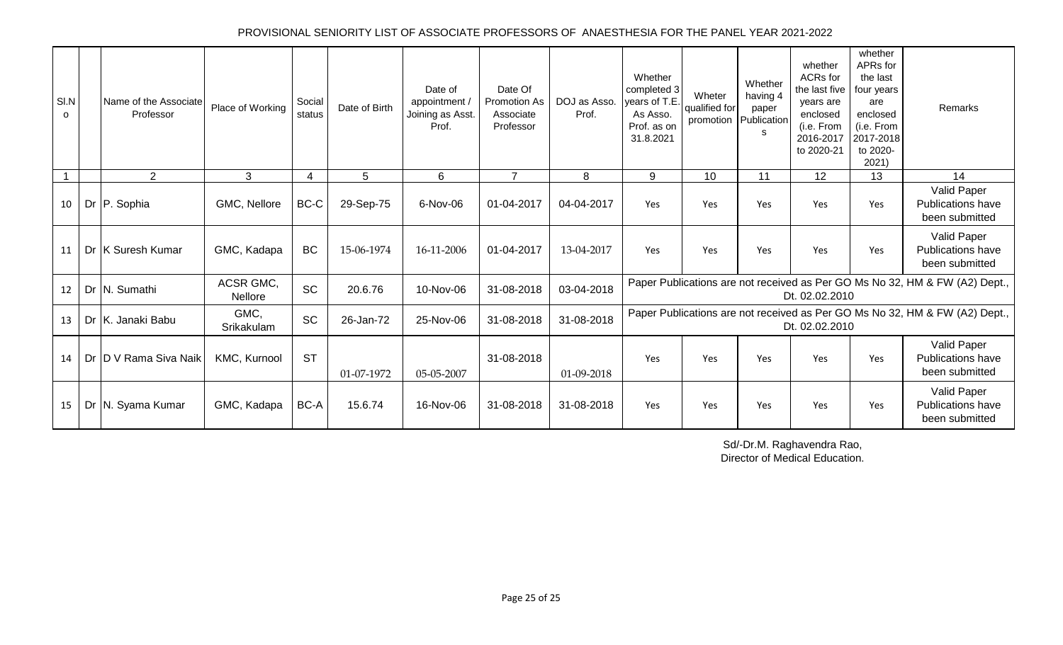PROVISIONAL SENIORITY LIST OF ASSOCIATE PROFESSORS OF ANAESTHESIA FOR THE PANEL YEAR 2021-2022

| Sl.No | | Name of the Associate Professor | Place of Working | Social status | Date of Birth | Date of appointment / Joining as Asst. Prof. | Date Of Promotion As Associate Professor | DOJ as Asso. Prof. | Whether completed 3 years of T.E. As Asso. Prof. as on 31.8.2021 | Wheter qualified for promotion | Whether having 4 paper Publications | whether ACRs for the last five years are enclosed (i.e. From 2016-2017 to 2020-21 | whether APRs for the last four years are enclosed (i.e. From 2017-2018 to 2020-2021) | Remarks |
|---|---|---|---|---|---|---|---|---|---|---|---|---|---|---|
| 1 | | 2 | 3 | 4 | 5 | 6 | 7 | 8 | 9 | 10 | 11 | 12 | 13 | 14 |
| 10 | Dr | P. Sophia | GMC, Nellore | BC-C | 29-Sep-75 | 6-Nov-06 | 01-04-2017 | 04-04-2017 | Yes | Yes | Yes | Yes | Yes | Valid Paper Publications have been submitted |
| 11 | Dr | K Suresh Kumar | GMC, Kadapa | BC | 15-06-1974 | 16-11-2006 | 01-04-2017 | 13-04-2017 | Yes | Yes | Yes | Yes | Yes | Valid Paper Publications have been submitted |
| 12 | Dr | N. Sumathi | ACSR GMC, Nellore | SC | 20.6.76 | 10-Nov-06 | 31-08-2018 | 03-04-2018 | Paper Publications are not received as Per GO Ms No 32, HM & FW (A2) Dept., Dt. 02.02.2010 | | | | | |
| 13 | Dr | K. Janaki Babu | GMC, Srikakulam | SC | 26-Jan-72 | 25-Nov-06 | 31-08-2018 | 31-08-2018 | Paper Publications are not received as Per GO Ms No 32, HM & FW (A2) Dept., Dt. 02.02.2010 | | | | | |
| 14 | Dr | D V Rama Siva Naik | KMC, Kurnool | ST | 01-07-1972 | 05-05-2007 | 31-08-2018 | 01-09-2018 | Yes | Yes | Yes | Yes | Yes | Valid Paper Publications have been submitted |
| 15 | Dr | N. Syama Kumar | GMC, Kadapa | BC-A | 15.6.74 | 16-Nov-06 | 31-08-2018 | 31-08-2018 | Yes | Yes | Yes | Yes | Yes | Valid Paper Publications have been submitted |

Sd/-Dr.M. Raghavendra Rao,
Director of Medical Education.